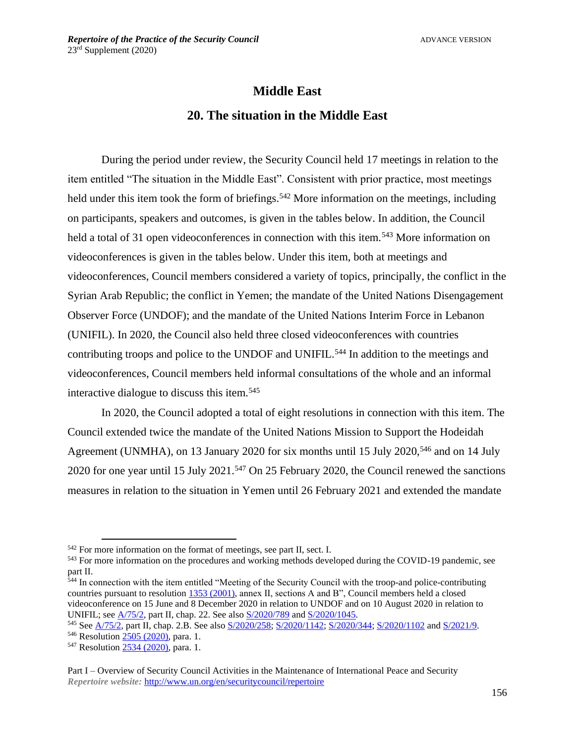# Middle East

## 20. The situation in the Middle East

During the period under review, the Security Council held 17 meetings in relation to the item entitled "The situation in the Middle East". Consistent with prior practice, most meetings held under this item took the form of briefings.[542] More information on the meetings, including on participants, speakers and outcomes, is given in the tables below. In addition, the Council held a total of 31 open videoconferences in connection with this item.[543] More information on videoconferences is given in the tables below. Under this item, both at meetings and videoconferences, Council members considered a variety of topics, principally, the conflict in the Syrian Arab Republic; the conflict in Yemen; the mandate of the United Nations Disengagement Observer Force (UNDOF); and the mandate of the United Nations Interim Force in Lebanon (UNIFIL). In 2020, the Council also held three closed videoconferences with countries contributing troops and police to the UNDOF and UNIFIL.[544] In addition to the meetings and videoconferences, Council members held informal consultations of the whole and an informal interactive dialogue to discuss this item.[545]

In 2020, the Council adopted a total of eight resolutions in connection with this item. The Council extended twice the mandate of the United Nations Mission to Support the Hodeidah Agreement (UNMHA), on 13 January 2020 for six months until 15 July 2020,[546] and on 14 July 2020 for one year until 15 July 2021.[547] On 25 February 2020, the Council renewed the sanctions measures in relation to the situation in Yemen until 26 February 2021 and extended the mandate

---

[542] For more information on the format of meetings, see part II, sect. I.

[543] For more information on the procedures and working methods developed during the COVID-19 pandemic, see part II.

[544] In connection with the item entitled "Meeting of the Security Council with the troop-and police-contributing countries pursuant to resolution 1353 (2001), annex II, sections A and B", Council members held a closed videoconference on 15 June and 8 December 2020 in relation to UNDOF and on 10 August 2020 in relation to UNIFIL; see A/75/2, part II, chap. 22. See also S/2020/789 and S/2020/1045.

[545] See A/75/2, part II, chap. 2.B. See also S/2020/258; S/2020/1142; S/2020/344; S/2020/1102 and S/2021/9.

[546] Resolution 2505 (2020), para. 1.

[547] Resolution 2534 (2020), para. 1.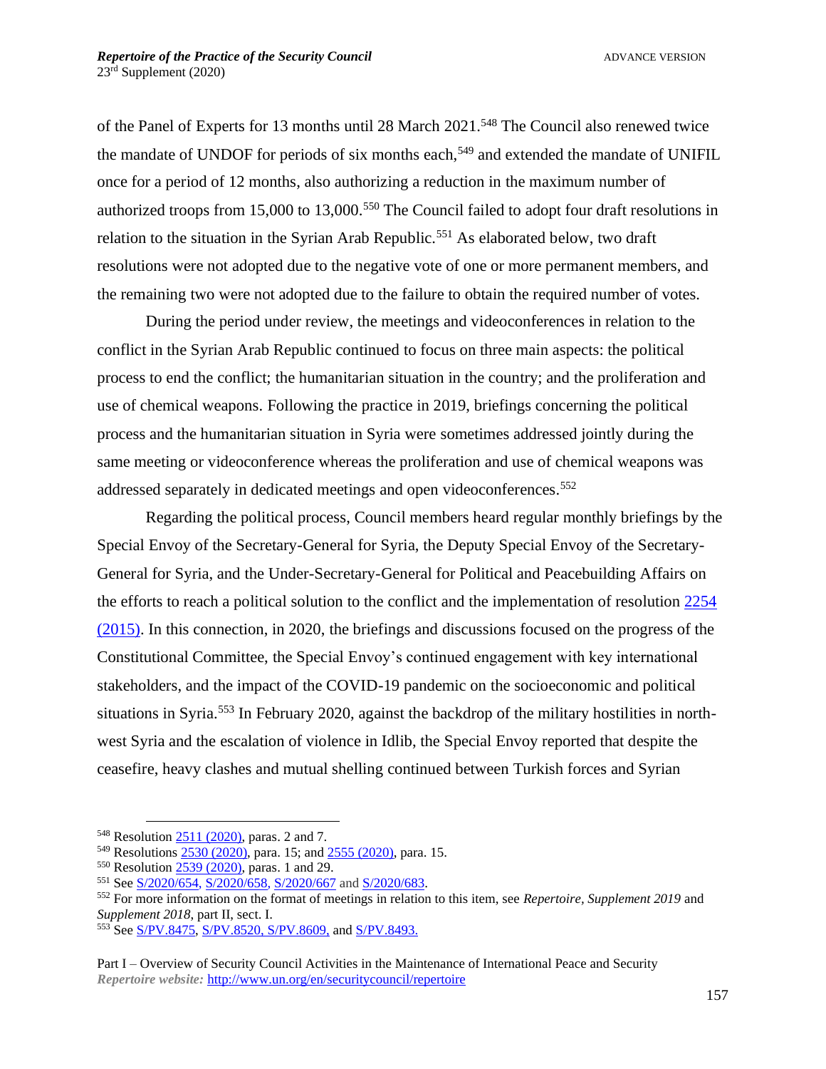of the Panel of Experts for 13 months until 28 March 2021.[548] The Council also renewed twice the mandate of UNDOF for periods of six months each,[549] and extended the mandate of UNIFIL once for a period of 12 months, also authorizing a reduction in the maximum number of authorized troops from 15,000 to 13,000.[550] The Council failed to adopt four draft resolutions in relation to the situation in the Syrian Arab Republic.[551] As elaborated below, two draft resolutions were not adopted due to the negative vote of one or more permanent members, and the remaining two were not adopted due to the failure to obtain the required number of votes.

During the period under review, the meetings and videoconferences in relation to the conflict in the Syrian Arab Republic continued to focus on three main aspects: the political process to end the conflict; the humanitarian situation in the country; and the proliferation and use of chemical weapons. Following the practice in 2019, briefings concerning the political process and the humanitarian situation in Syria were sometimes addressed jointly during the same meeting or videoconference whereas the proliferation and use of chemical weapons was addressed separately in dedicated meetings and open videoconferences.[552]

Regarding the political process, Council members heard regular monthly briefings by the Special Envoy of the Secretary-General for Syria, the Deputy Special Envoy of the Secretary-General for Syria, and the Under-Secretary-General for Political and Peacebuilding Affairs on the efforts to reach a political solution to the conflict and the implementation of resolution 2254 (2015). In this connection, in 2020, the briefings and discussions focused on the progress of the Constitutional Committee, the Special Envoy's continued engagement with key international stakeholders, and the impact of the COVID-19 pandemic on the socioeconomic and political situations in Syria.[553] In February 2020, against the backdrop of the military hostilities in north-west Syria and the escalation of violence in Idlib, the Special Envoy reported that despite the ceasefire, heavy clashes and mutual shelling continued between Turkish forces and Syrian

---

[548] Resolution 2511 (2020), paras. 2 and 7.

[549] Resolutions 2530 (2020), para. 15; and 2555 (2020), para. 15.

[550] Resolution 2539 (2020), paras. 1 and 29.

[551] See S/2020/654, S/2020/658, S/2020/667 and S/2020/683.

[552] For more information on the format of meetings in relation to this item, see *Repertoire, Supplement 2019* and *Supplement 2018*, part II, sect. I.

[553] See S/PV.8475, S/PV.8520, S/PV.8609, and S/PV.8493.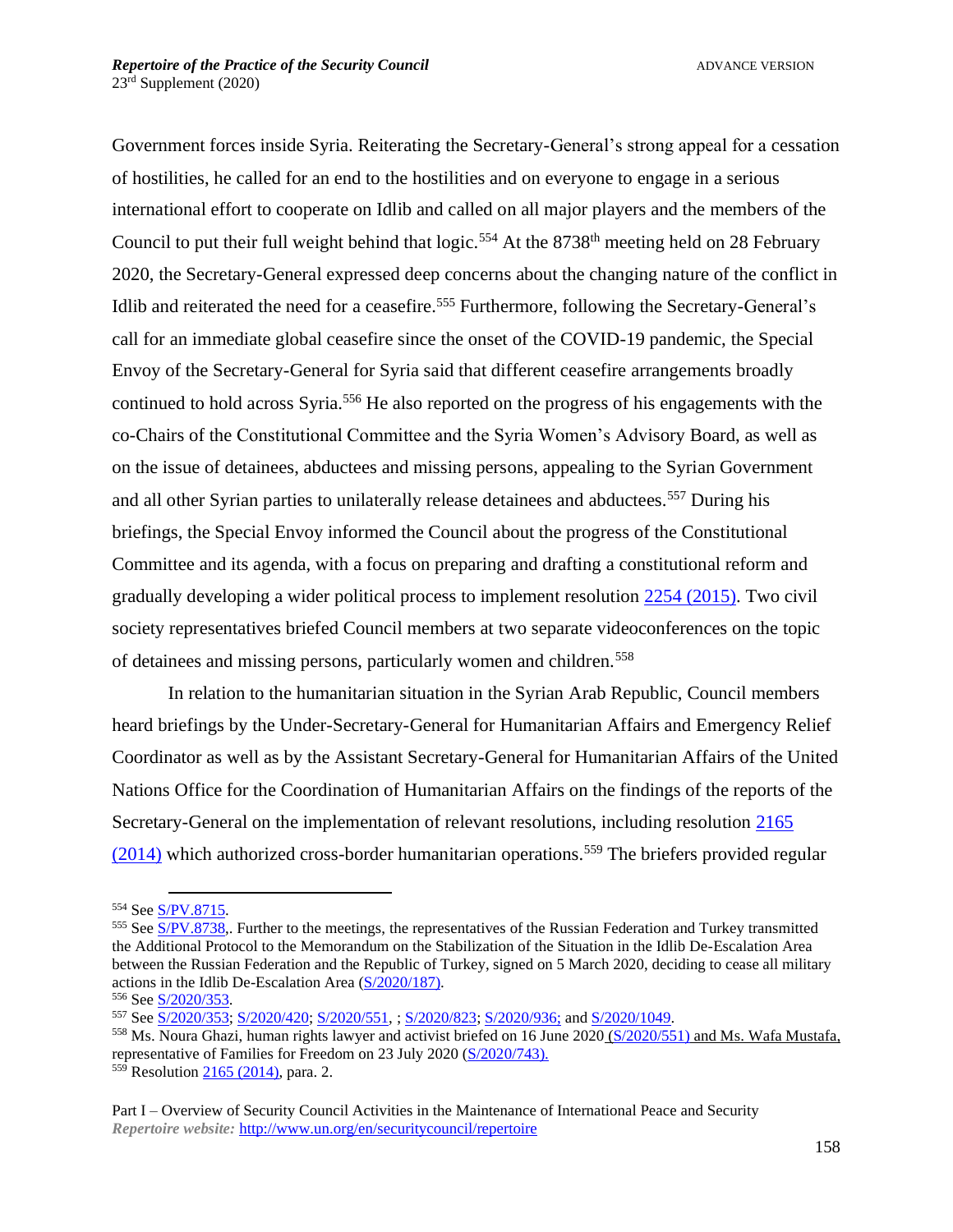Government forces inside Syria. Reiterating the Secretary-General's strong appeal for a cessation of hostilities, he called for an end to the hostilities and on everyone to engage in a serious international effort to cooperate on Idlib and called on all major players and the members of the Council to put their full weight behind that logic.[554] At the 8738th meeting held on 28 February 2020, the Secretary-General expressed deep concerns about the changing nature of the conflict in Idlib and reiterated the need for a ceasefire.[555] Furthermore, following the Secretary-General's call for an immediate global ceasefire since the onset of the COVID-19 pandemic, the Special Envoy of the Secretary-General for Syria said that different ceasefire arrangements broadly continued to hold across Syria.[556] He also reported on the progress of his engagements with the co-Chairs of the Constitutional Committee and the Syria Women's Advisory Board, as well as on the issue of detainees, abductees and missing persons, appealing to the Syrian Government and all other Syrian parties to unilaterally release detainees and abductees.[557] During his briefings, the Special Envoy informed the Council about the progress of the Constitutional Committee and its agenda, with a focus on preparing and drafting a constitutional reform and gradually developing a wider political process to implement resolution 2254 (2015). Two civil society representatives briefed Council members at two separate videoconferences on the topic of detainees and missing persons, particularly women and children.[558]

In relation to the humanitarian situation in the Syrian Arab Republic, Council members heard briefings by the Under-Secretary-General for Humanitarian Affairs and Emergency Relief Coordinator as well as by the Assistant Secretary-General for Humanitarian Affairs of the United Nations Office for the Coordination of Humanitarian Affairs on the findings of the reports of the Secretary-General on the implementation of relevant resolutions, including resolution 2165 (2014) which authorized cross-border humanitarian operations.[559] The briefers provided regular

---

[554] See S/PV.8715.

[555] See S/PV.8738,. Further to the meetings, the representatives of the Russian Federation and Turkey transmitted the Additional Protocol to the Memorandum on the Stabilization of the Situation in the Idlib De-Escalation Area between the Russian Federation and the Republic of Turkey, signed on 5 March 2020, deciding to cease all military actions in the Idlib De-Escalation Area (S/2020/187).

[556] See S/2020/353.

[557] See S/2020/353; S/2020/420; S/2020/551, ; S/2020/823; S/2020/936; and S/2020/1049.

[558] Ms. Noura Ghazi, human rights lawyer and activist briefed on 16 June 2020 (S/2020/551) and Ms. Wafa Mustafa, representative of Families for Freedom on 23 July 2020 (S/2020/743).

[559] Resolution 2165 (2014), para. 2.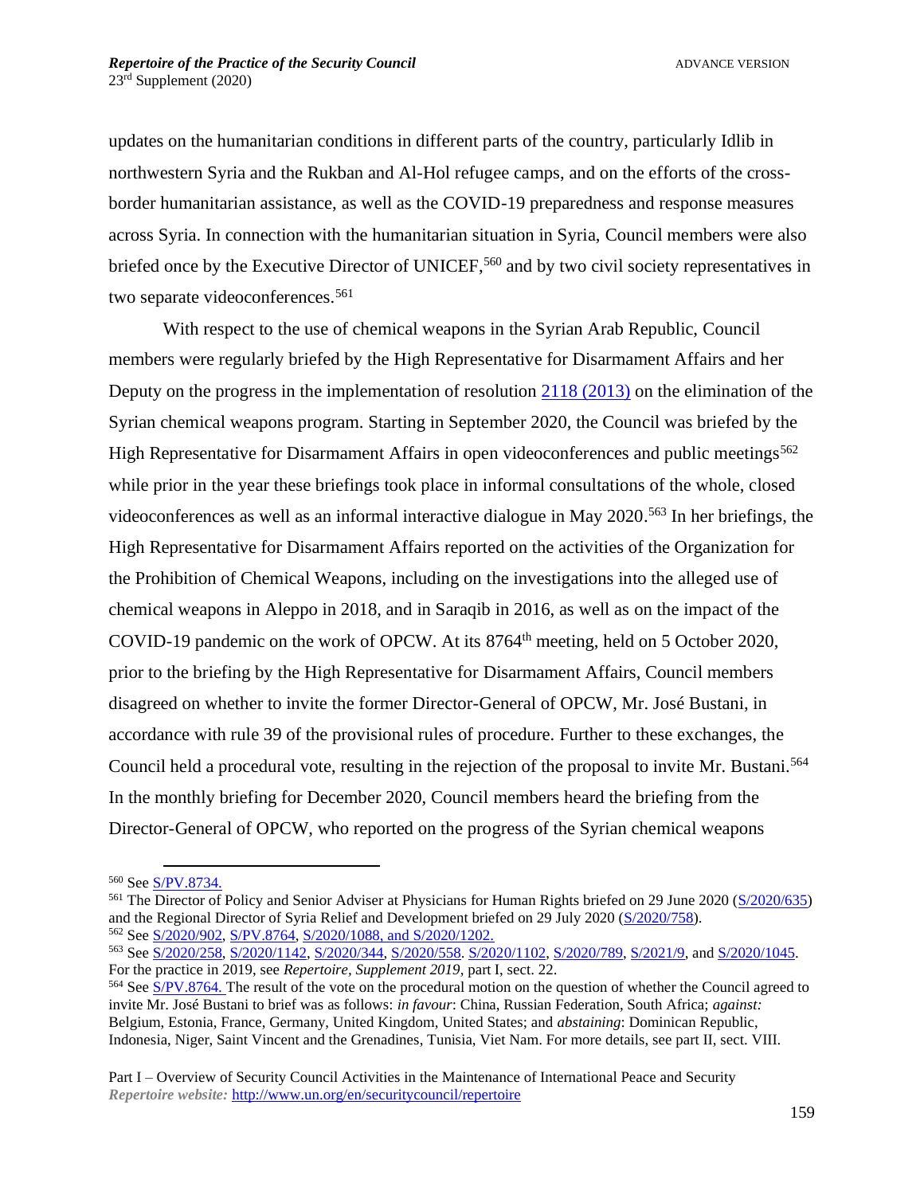updates on the humanitarian conditions in different parts of the country, particularly Idlib in northwestern Syria and the Rukban and Al-Hol refugee camps, and on the efforts of the cross-border humanitarian assistance, as well as the COVID-19 preparedness and response measures across Syria. In connection with the humanitarian situation in Syria, Council members were also briefed once by the Executive Director of UNICEF,[560] and by two civil society representatives in two separate videoconferences.[561]

With respect to the use of chemical weapons in the Syrian Arab Republic, Council members were regularly briefed by the High Representative for Disarmament Affairs and her Deputy on the progress in the implementation of resolution 2118 (2013) on the elimination of the Syrian chemical weapons program. Starting in September 2020, the Council was briefed by the High Representative for Disarmament Affairs in open videoconferences and public meetings[562] while prior in the year these briefings took place in informal consultations of the whole, closed videoconferences as well as an informal interactive dialogue in May 2020.[563] In her briefings, the High Representative for Disarmament Affairs reported on the activities of the Organization for the Prohibition of Chemical Weapons, including on the investigations into the alleged use of chemical weapons in Aleppo in 2018, and in Saraqib in 2016, as well as on the impact of the COVID-19 pandemic on the work of OPCW. At its 8764th meeting, held on 5 October 2020, prior to the briefing by the High Representative for Disarmament Affairs, Council members disagreed on whether to invite the former Director-General of OPCW, Mr. José Bustani, in accordance with rule 39 of the provisional rules of procedure. Further to these exchanges, the Council held a procedural vote, resulting in the rejection of the proposal to invite Mr. Bustani.[564] In the monthly briefing for December 2020, Council members heard the briefing from the Director-General of OPCW, who reported on the progress of the Syrian chemical weapons

---

[560] See S/PV.8734.

[561] The Director of Policy and Senior Adviser at Physicians for Human Rights briefed on 29 June 2020 (S/2020/635) and the Regional Director of Syria Relief and Development briefed on 29 July 2020 (S/2020/758).

[562] See S/2020/902, S/PV.8764, S/2020/1088, and S/2020/1202.

[563] See S/2020/258, S/2020/1142, S/2020/344, S/2020/558. S/2020/1102, S/2020/789, S/2021/9, and S/2020/1045. For the practice in 2019, see *Repertoire, Supplement 2019*, part I, sect. 22.

[564] See S/PV.8764. The result of the vote on the procedural motion on the question of whether the Council agreed to invite Mr. José Bustani to brief was as follows: *in favour*: China, Russian Federation, South Africa; *against:* Belgium, Estonia, France, Germany, United Kingdom, United States; and *abstaining*: Dominican Republic, Indonesia, Niger, Saint Vincent and the Grenadines, Tunisia, Viet Nam. For more details, see part II, sect. VIII.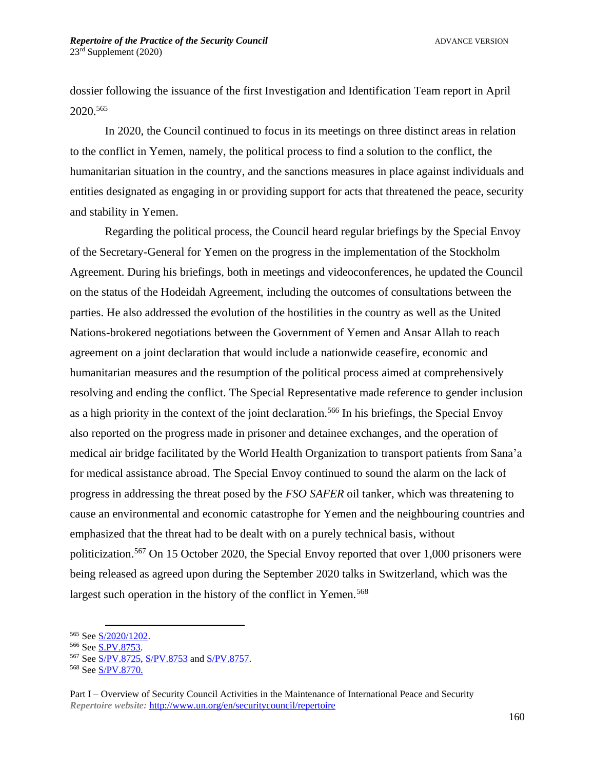dossier following the issuance of the first Investigation and Identification Team report in April 2020.[565]

In 2020, the Council continued to focus in its meetings on three distinct areas in relation to the conflict in Yemen, namely, the political process to find a solution to the conflict, the humanitarian situation in the country, and the sanctions measures in place against individuals and entities designated as engaging in or providing support for acts that threatened the peace, security and stability in Yemen.

Regarding the political process, the Council heard regular briefings by the Special Envoy of the Secretary-General for Yemen on the progress in the implementation of the Stockholm Agreement. During his briefings, both in meetings and videoconferences, he updated the Council on the status of the Hodeidah Agreement, including the outcomes of consultations between the parties. He also addressed the evolution of the hostilities in the country as well as the United Nations-brokered negotiations between the Government of Yemen and Ansar Allah to reach agreement on a joint declaration that would include a nationwide ceasefire, economic and humanitarian measures and the resumption of the political process aimed at comprehensively resolving and ending the conflict. The Special Representative made reference to gender inclusion as a high priority in the context of the joint declaration.[566] In his briefings, the Special Envoy also reported on the progress made in prisoner and detainee exchanges, and the operation of medical air bridge facilitated by the World Health Organization to transport patients from Sana'a for medical assistance abroad. The Special Envoy continued to sound the alarm on the lack of progress in addressing the threat posed by the *FSO SAFER* oil tanker, which was threatening to cause an environmental and economic catastrophe for Yemen and the neighbouring countries and emphasized that the threat had to be dealt with on a purely technical basis, without politicization.[567] On 15 October 2020, the Special Envoy reported that over 1,000 prisoners were being released as agreed upon during the September 2020 talks in Switzerland, which was the largest such operation in the history of the conflict in Yemen.[568]

---

[565] See S/2020/1202.
[566] See S.PV.8753.
[567] See S/PV.8725, S/PV.8753 and S/PV.8757.
[568] See S/PV.8770.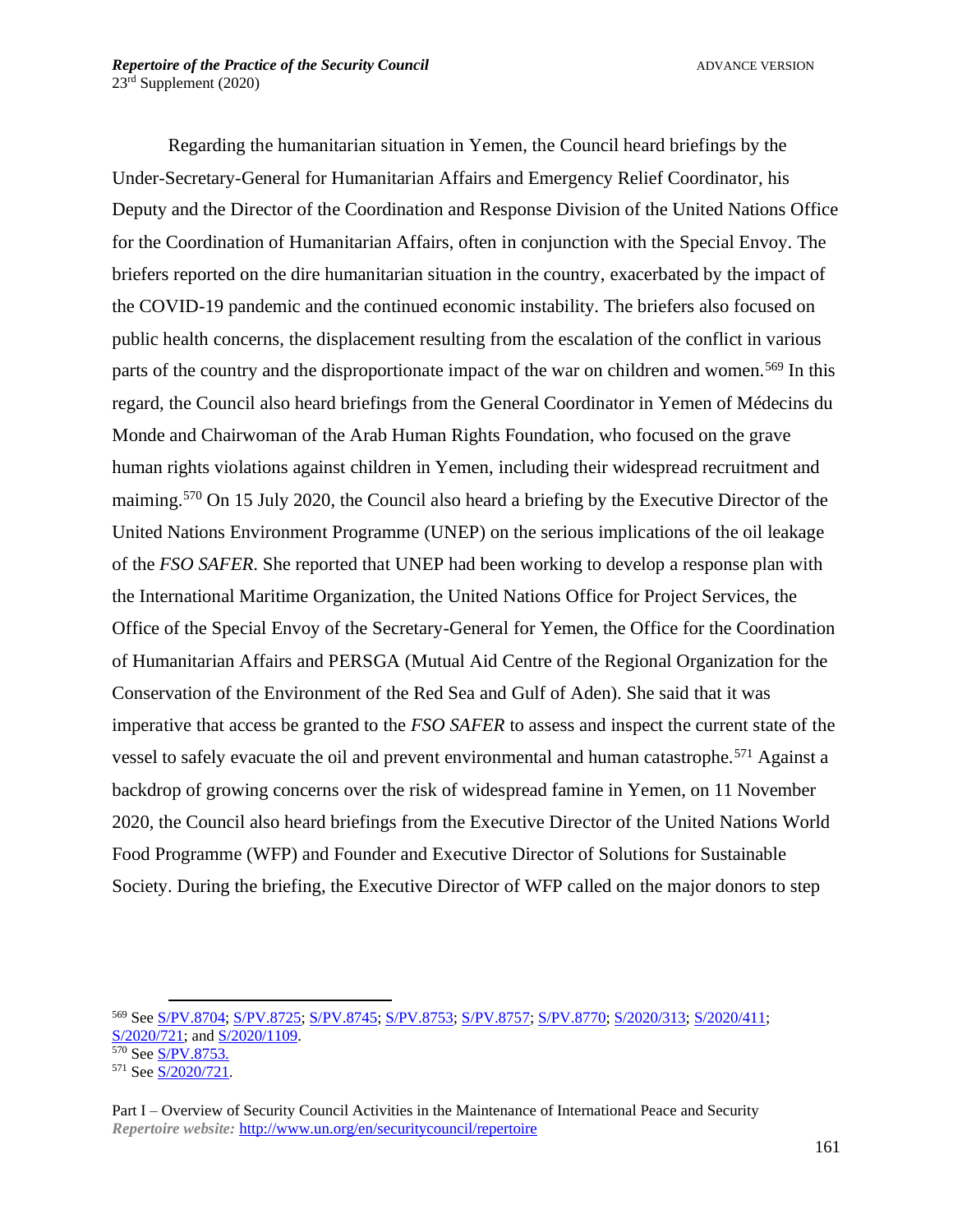Regarding the humanitarian situation in Yemen, the Council heard briefings by the Under-Secretary-General for Humanitarian Affairs and Emergency Relief Coordinator, his Deputy and the Director of the Coordination and Response Division of the United Nations Office for the Coordination of Humanitarian Affairs, often in conjunction with the Special Envoy. The briefers reported on the dire humanitarian situation in the country, exacerbated by the impact of the COVID-19 pandemic and the continued economic instability. The briefers also focused on public health concerns, the displacement resulting from the escalation of the conflict in various parts of the country and the disproportionate impact of the war on children and women.[569] In this regard, the Council also heard briefings from the General Coordinator in Yemen of Médecins du Monde and Chairwoman of the Arab Human Rights Foundation, who focused on the grave human rights violations against children in Yemen, including their widespread recruitment and maiming.[570] On 15 July 2020, the Council also heard a briefing by the Executive Director of the United Nations Environment Programme (UNEP) on the serious implications of the oil leakage of the *FSO SAFER*. She reported that UNEP had been working to develop a response plan with the International Maritime Organization, the United Nations Office for Project Services, the Office of the Special Envoy of the Secretary-General for Yemen, the Office for the Coordination of Humanitarian Affairs and PERSGA (Mutual Aid Centre of the Regional Organization for the Conservation of the Environment of the Red Sea and Gulf of Aden). She said that it was imperative that access be granted to the *FSO SAFER* to assess and inspect the current state of the vessel to safely evacuate the oil and prevent environmental and human catastrophe.[571] Against a backdrop of growing concerns over the risk of widespread famine in Yemen, on 11 November 2020, the Council also heard briefings from the Executive Director of the United Nations World Food Programme (WFP) and Founder and Executive Director of Solutions for Sustainable Society. During the briefing, the Executive Director of WFP called on the major donors to step

---

[569] See S/PV.8704; S/PV.8725; S/PV.8745; S/PV.8753; S/PV.8757; S/PV.8770; S/2020/313; S/2020/411; S/2020/721; and S/2020/1109.

[570] See S/PV.8753.

[571] See S/2020/721.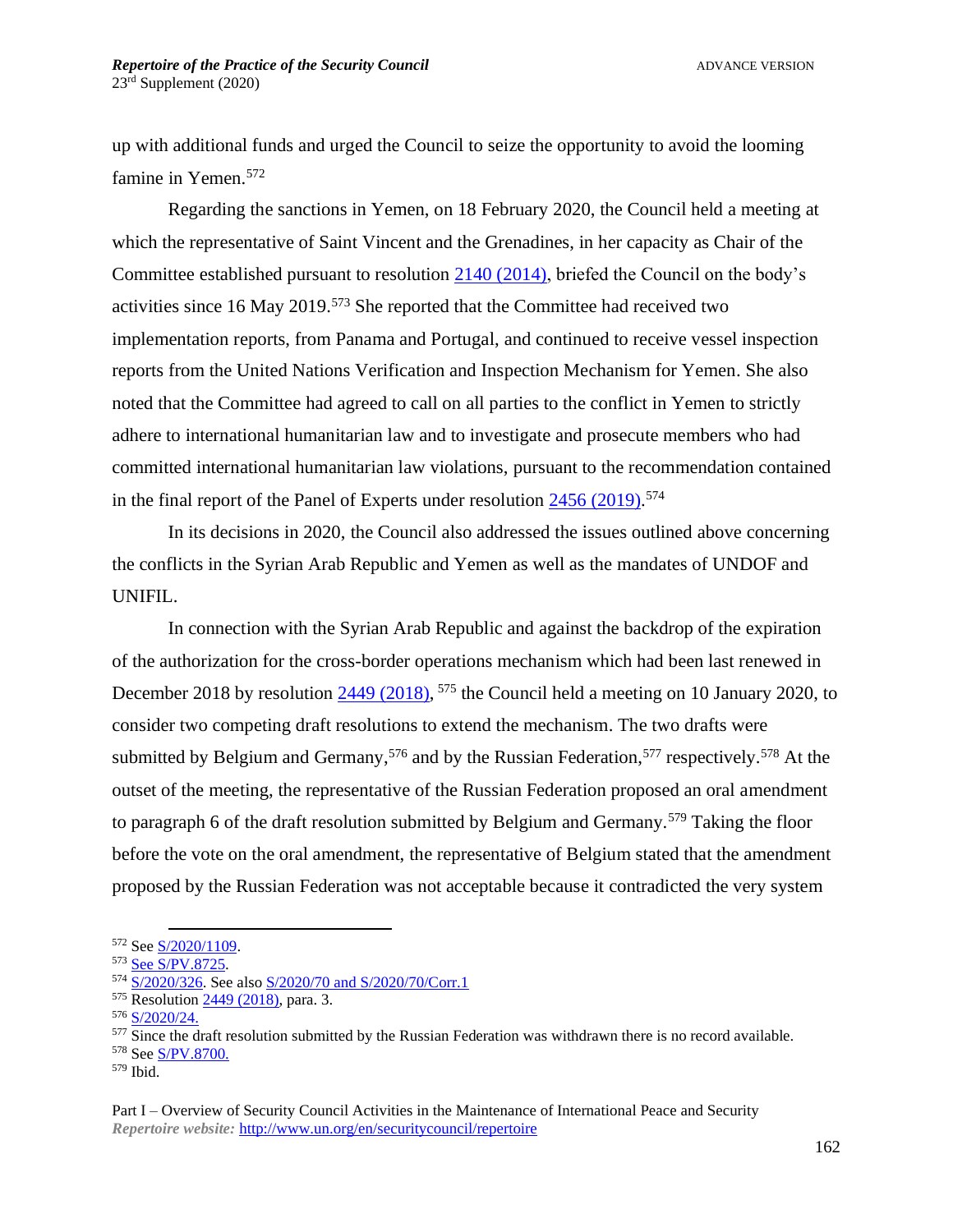up with additional funds and urged the Council to seize the opportunity to avoid the looming famine in Yemen.[572]

Regarding the sanctions in Yemen, on 18 February 2020, the Council held a meeting at which the representative of Saint Vincent and the Grenadines, in her capacity as Chair of the Committee established pursuant to resolution 2140 (2014), briefed the Council on the body's activities since 16 May 2019.[573] She reported that the Committee had received two implementation reports, from Panama and Portugal, and continued to receive vessel inspection reports from the United Nations Verification and Inspection Mechanism for Yemen. She also noted that the Committee had agreed to call on all parties to the conflict in Yemen to strictly adhere to international humanitarian law and to investigate and prosecute members who had committed international humanitarian law violations, pursuant to the recommendation contained in the final report of the Panel of Experts under resolution 2456 (2019).[574]

In its decisions in 2020, the Council also addressed the issues outlined above concerning the conflicts in the Syrian Arab Republic and Yemen as well as the mandates of UNDOF and UNIFIL.

In connection with the Syrian Arab Republic and against the backdrop of the expiration of the authorization for the cross-border operations mechanism which had been last renewed in December 2018 by resolution 2449 (2018),[575] the Council held a meeting on 10 January 2020, to consider two competing draft resolutions to extend the mechanism. The two drafts were submitted by Belgium and Germany,[576] and by the Russian Federation,[577] respectively.[578] At the outset of the meeting, the representative of the Russian Federation proposed an oral amendment to paragraph 6 of the draft resolution submitted by Belgium and Germany.[579] Taking the floor before the vote on the oral amendment, the representative of Belgium stated that the amendment proposed by the Russian Federation was not acceptable because it contradicted the very system

---

[572] See S/2020/1109.

[573] See S/PV.8725.

[574] S/2020/326. See also S/2020/70 and S/2020/70/Corr.1

[575] Resolution 2449 (2018), para. 3.

[576] S/2020/24.

[577] Since the draft resolution submitted by the Russian Federation was withdrawn there is no record available.

[578] See S/PV.8700.

[579] Ibid.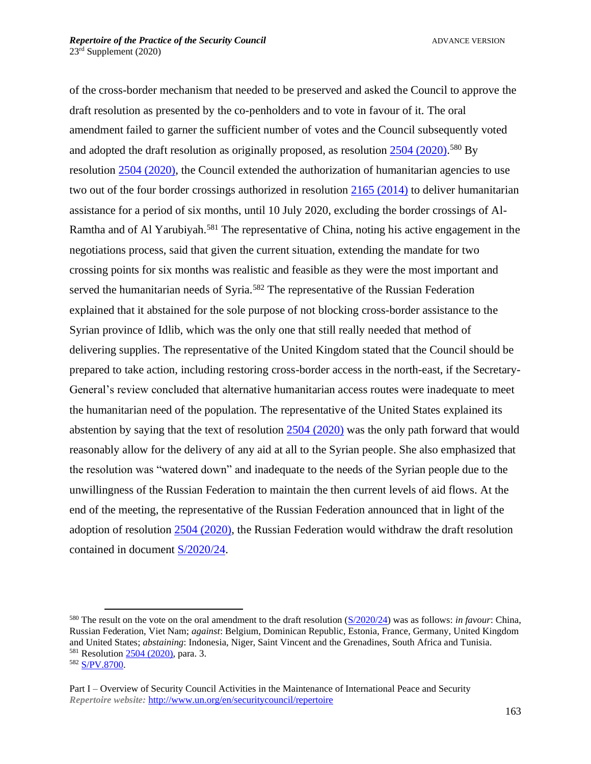of the cross-border mechanism that needed to be preserved and asked the Council to approve the draft resolution as presented by the co-penholders and to vote in favour of it. The oral amendment failed to garner the sufficient number of votes and the Council subsequently voted and adopted the draft resolution as originally proposed, as resolution 2504 (2020).[580] By resolution 2504 (2020), the Council extended the authorization of humanitarian agencies to use two out of the four border crossings authorized in resolution 2165 (2014) to deliver humanitarian assistance for a period of six months, until 10 July 2020, excluding the border crossings of Al-Ramtha and of Al Yarubiyah.[581] The representative of China, noting his active engagement in the negotiations process, said that given the current situation, extending the mandate for two crossing points for six months was realistic and feasible as they were the most important and served the humanitarian needs of Syria.[582] The representative of the Russian Federation explained that it abstained for the sole purpose of not blocking cross-border assistance to the Syrian province of Idlib, which was the only one that still really needed that method of delivering supplies. The representative of the United Kingdom stated that the Council should be prepared to take action, including restoring cross-border access in the north-east, if the Secretary-General's review concluded that alternative humanitarian access routes were inadequate to meet the humanitarian need of the population. The representative of the United States explained its abstention by saying that the text of resolution 2504 (2020) was the only path forward that would reasonably allow for the delivery of any aid at all to the Syrian people. She also emphasized that the resolution was "watered down" and inadequate to the needs of the Syrian people due to the unwillingness of the Russian Federation to maintain the then current levels of aid flows. At the end of the meeting, the representative of the Russian Federation announced that in light of the adoption of resolution 2504 (2020), the Russian Federation would withdraw the draft resolution contained in document S/2020/24.

---

[580] The result on the vote on the oral amendment to the draft resolution (S/2020/24) was as follows: *in favour*: China, Russian Federation, Viet Nam; *against*: Belgium, Dominican Republic, Estonia, France, Germany, United Kingdom and United States; *abstaining*: Indonesia, Niger, Saint Vincent and the Grenadines, South Africa and Tunisia.

[581] Resolution 2504 (2020), para. 3.

[582] S/PV.8700.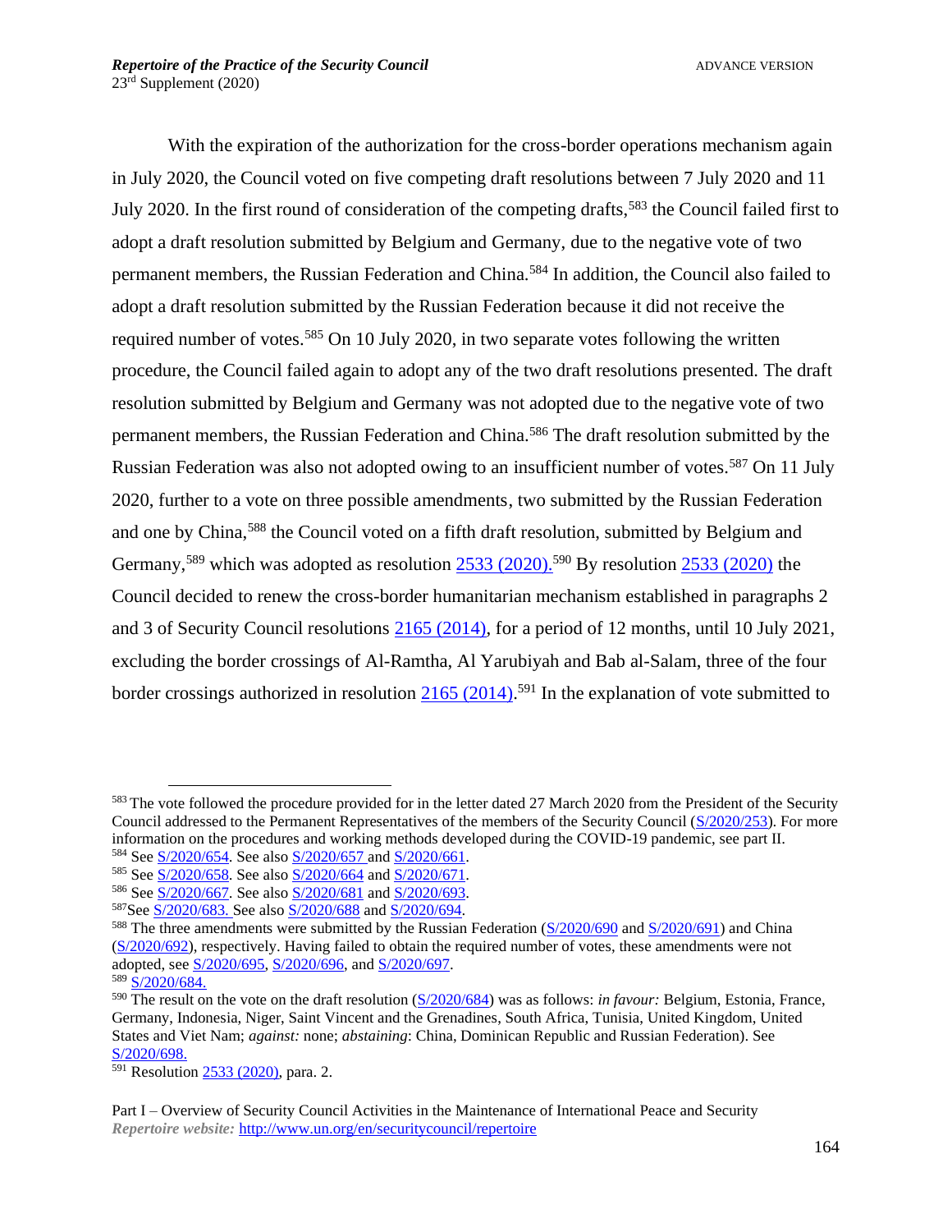With the expiration of the authorization for the cross-border operations mechanism again in July 2020, the Council voted on five competing draft resolutions between 7 July 2020 and 11 July 2020. In the first round of consideration of the competing drafts,[583] the Council failed first to adopt a draft resolution submitted by Belgium and Germany, due to the negative vote of two permanent members, the Russian Federation and China.[584] In addition, the Council also failed to adopt a draft resolution submitted by the Russian Federation because it did not receive the required number of votes.[585] On 10 July 2020, in two separate votes following the written procedure, the Council failed again to adopt any of the two draft resolutions presented. The draft resolution submitted by Belgium and Germany was not adopted due to the negative vote of two permanent members, the Russian Federation and China.[586] The draft resolution submitted by the Russian Federation was also not adopted owing to an insufficient number of votes.[587] On 11 July 2020, further to a vote on three possible amendments, two submitted by the Russian Federation and one by China,[588] the Council voted on a fifth draft resolution, submitted by Belgium and Germany,[589] which was adopted as resolution 2533 (2020).[590] By resolution 2533 (2020) the Council decided to renew the cross-border humanitarian mechanism established in paragraphs 2 and 3 of Security Council resolutions 2165 (2014), for a period of 12 months, until 10 July 2021, excluding the border crossings of Al-Ramtha, Al Yarubiyah and Bab al-Salam, three of the four border crossings authorized in resolution 2165 (2014).[591] In the explanation of vote submitted to

---

[583] The vote followed the procedure provided for in the letter dated 27 March 2020 from the President of the Security Council addressed to the Permanent Representatives of the members of the Security Council (S/2020/253). For more information on the procedures and working methods developed during the COVID-19 pandemic, see part II.

[584] See S/2020/654. See also S/2020/657 and S/2020/661.

[585] See S/2020/658. See also S/2020/664 and S/2020/671.

[586] See S/2020/667. See also S/2020/681 and S/2020/693.

[587] See S/2020/683. See also S/2020/688 and S/2020/694.

[588] The three amendments were submitted by the Russian Federation (S/2020/690 and S/2020/691) and China (S/2020/692), respectively. Having failed to obtain the required number of votes, these amendments were not adopted, see S/2020/695, S/2020/696, and S/2020/697.

[589] S/2020/684.

[590] The result on the vote on the draft resolution (S/2020/684) was as follows: *in favour:* Belgium, Estonia, France, Germany, Indonesia, Niger, Saint Vincent and the Grenadines, South Africa, Tunisia, United Kingdom, United States and Viet Nam; *against:* none; *abstaining*: China, Dominican Republic and Russian Federation). See S/2020/698.

[591] Resolution 2533 (2020), para. 2.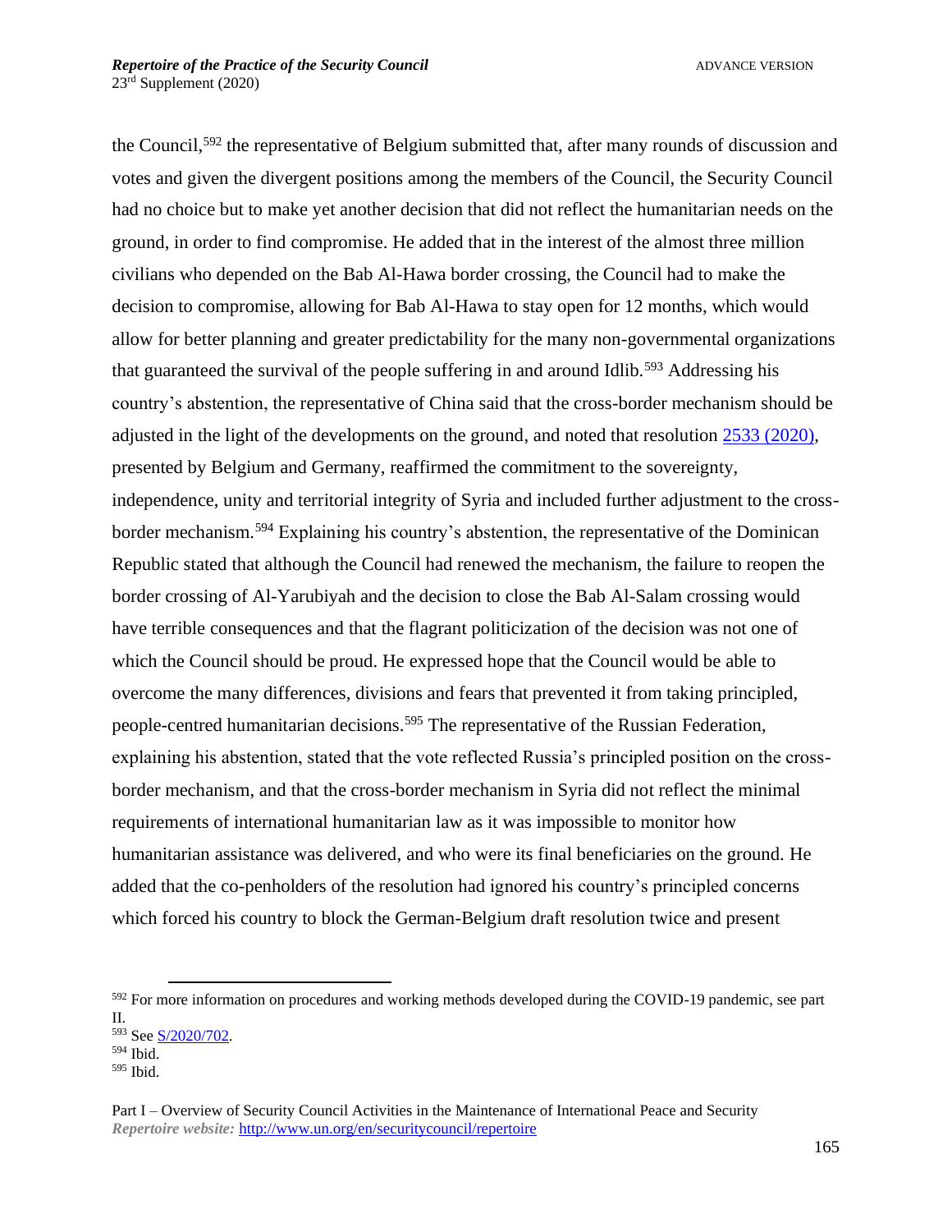the Council,[592] the representative of Belgium submitted that, after many rounds of discussion and votes and given the divergent positions among the members of the Council, the Security Council had no choice but to make yet another decision that did not reflect the humanitarian needs on the ground, in order to find compromise. He added that in the interest of the almost three million civilians who depended on the Bab Al-Hawa border crossing, the Council had to make the decision to compromise, allowing for Bab Al-Hawa to stay open for 12 months, which would allow for better planning and greater predictability for the many non-governmental organizations that guaranteed the survival of the people suffering in and around Idlib.[593] Addressing his country's abstention, the representative of China said that the cross-border mechanism should be adjusted in the light of the developments on the ground, and noted that resolution [2533 (2020)](), presented by Belgium and Germany, reaffirmed the commitment to the sovereignty, independence, unity and territorial integrity of Syria and included further adjustment to the cross-border mechanism.[594] Explaining his country's abstention, the representative of the Dominican Republic stated that although the Council had renewed the mechanism, the failure to reopen the border crossing of Al-Yarubiyah and the decision to close the Bab Al-Salam crossing would have terrible consequences and that the flagrant politicization of the decision was not one of which the Council should be proud. He expressed hope that the Council would be able to overcome the many differences, divisions and fears that prevented it from taking principled, people-centred humanitarian decisions.[595] The representative of the Russian Federation, explaining his abstention, stated that the vote reflected Russia's principled position on the cross-border mechanism, and that the cross-border mechanism in Syria did not reflect the minimal requirements of international humanitarian law as it was impossible to monitor how humanitarian assistance was delivered, and who were its final beneficiaries on the ground. He added that the co-penholders of the resolution had ignored his country's principled concerns which forced his country to block the German-Belgium draft resolution twice and present

---

[592] For more information on procedures and working methods developed during the COVID-19 pandemic, see part II.

[593] See [S/2020/702]().

[594] Ibid.

[595] Ibid.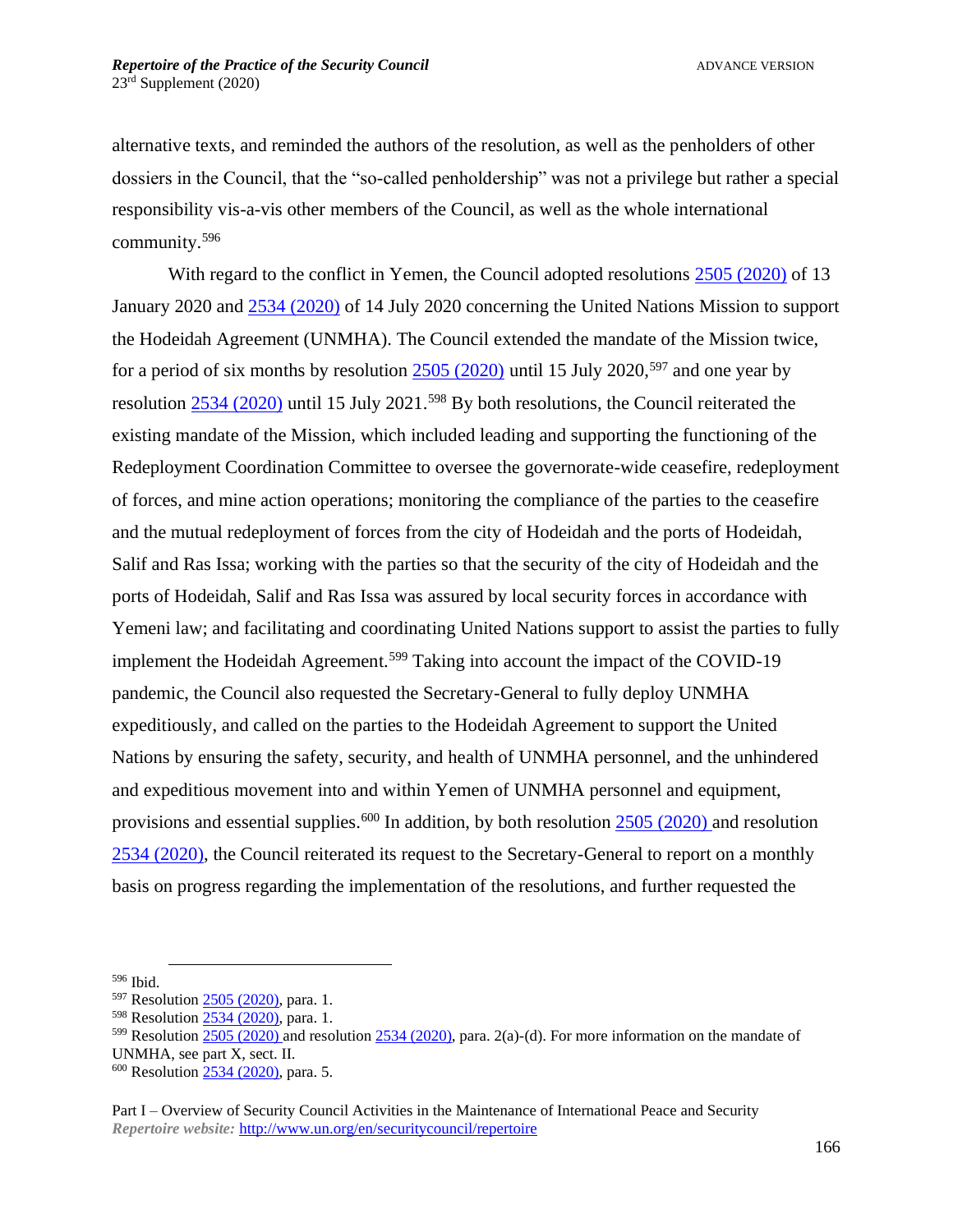alternative texts, and reminded the authors of the resolution, as well as the penholders of other dossiers in the Council, that the "so-called penholdership" was not a privilege but rather a special responsibility vis-a-vis other members of the Council, as well as the whole international community.[596]

With regard to the conflict in Yemen, the Council adopted resolutions 2505 (2020) of 13 January 2020 and 2534 (2020) of 14 July 2020 concerning the United Nations Mission to support the Hodeidah Agreement (UNMHA). The Council extended the mandate of the Mission twice, for a period of six months by resolution 2505 (2020) until 15 July 2020,[597] and one year by resolution 2534 (2020) until 15 July 2021.[598] By both resolutions, the Council reiterated the existing mandate of the Mission, which included leading and supporting the functioning of the Redeployment Coordination Committee to oversee the governorate-wide ceasefire, redeployment of forces, and mine action operations; monitoring the compliance of the parties to the ceasefire and the mutual redeployment of forces from the city of Hodeidah and the ports of Hodeidah, Salif and Ras Issa; working with the parties so that the security of the city of Hodeidah and the ports of Hodeidah, Salif and Ras Issa was assured by local security forces in accordance with Yemeni law; and facilitating and coordinating United Nations support to assist the parties to fully implement the Hodeidah Agreement.[599] Taking into account the impact of the COVID-19 pandemic, the Council also requested the Secretary-General to fully deploy UNMHA expeditiously, and called on the parties to the Hodeidah Agreement to support the United Nations by ensuring the safety, security, and health of UNMHA personnel, and the unhindered and expeditious movement into and within Yemen of UNMHA personnel and equipment, provisions and essential supplies.[600] In addition, by both resolution 2505 (2020) and resolution 2534 (2020), the Council reiterated its request to the Secretary-General to report on a monthly basis on progress regarding the implementation of the resolutions, and further requested the

---

[596] Ibid.

[597] Resolution 2505 (2020), para. 1.

[598] Resolution 2534 (2020), para. 1.

[599] Resolution 2505 (2020) and resolution 2534 (2020), para. 2(a)-(d). For more information on the mandate of UNMHA, see part X, sect. II.

[600] Resolution 2534 (2020), para. 5.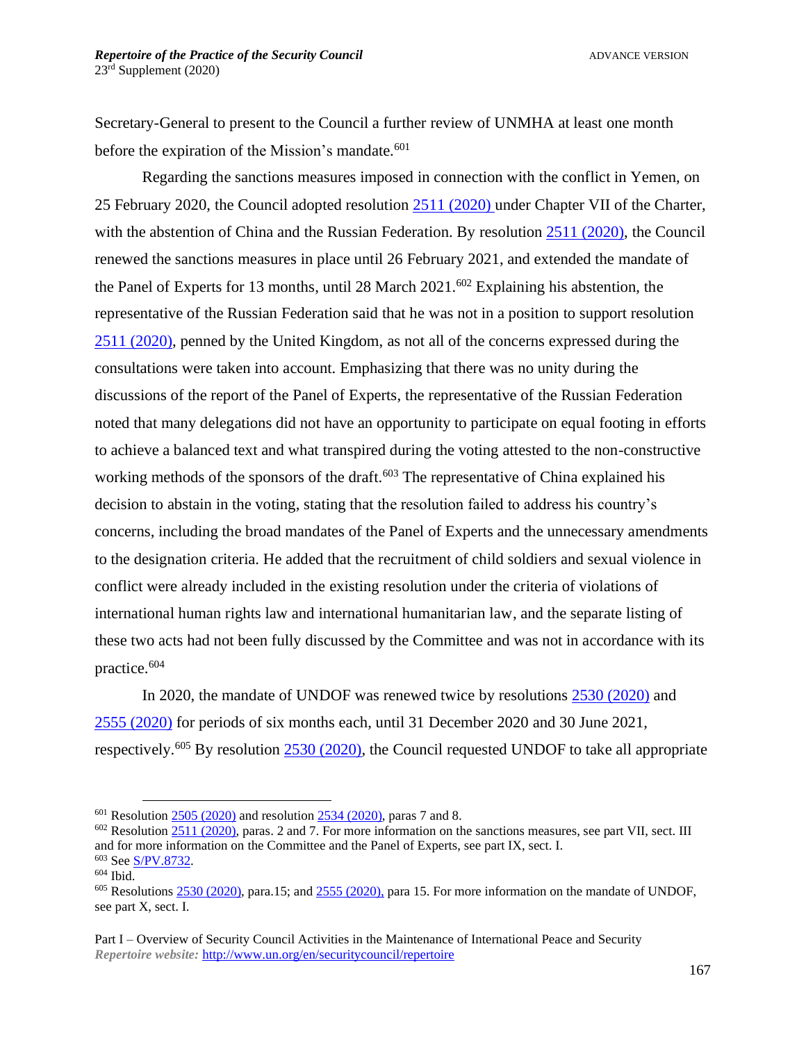Secretary-General to present to the Council a further review of UNMHA at least one month before the expiration of the Mission's mandate.[601]

Regarding the sanctions measures imposed in connection with the conflict in Yemen, on 25 February 2020, the Council adopted resolution 2511 (2020) under Chapter VII of the Charter, with the abstention of China and the Russian Federation. By resolution 2511 (2020), the Council renewed the sanctions measures in place until 26 February 2021, and extended the mandate of the Panel of Experts for 13 months, until 28 March 2021.[602] Explaining his abstention, the representative of the Russian Federation said that he was not in a position to support resolution 2511 (2020), penned by the United Kingdom, as not all of the concerns expressed during the consultations were taken into account. Emphasizing that there was no unity during the discussions of the report of the Panel of Experts, the representative of the Russian Federation noted that many delegations did not have an opportunity to participate on equal footing in efforts to achieve a balanced text and what transpired during the voting attested to the non-constructive working methods of the sponsors of the draft.[603] The representative of China explained his decision to abstain in the voting, stating that the resolution failed to address his country's concerns, including the broad mandates of the Panel of Experts and the unnecessary amendments to the designation criteria. He added that the recruitment of child soldiers and sexual violence in conflict were already included in the existing resolution under the criteria of violations of international human rights law and international humanitarian law, and the separate listing of these two acts had not been fully discussed by the Committee and was not in accordance with its practice.[604]

In 2020, the mandate of UNDOF was renewed twice by resolutions 2530 (2020) and 2555 (2020) for periods of six months each, until 31 December 2020 and 30 June 2021, respectively.[605] By resolution 2530 (2020), the Council requested UNDOF to take all appropriate

---

[601] Resolution 2505 (2020) and resolution 2534 (2020), paras 7 and 8.

[602] Resolution 2511 (2020), paras. 2 and 7. For more information on the sanctions measures, see part VII, sect. III and for more information on the Committee and the Panel of Experts, see part IX, sect. I.

[603] See S/PV.8732.

[604] Ibid.

[605] Resolutions 2530 (2020), para.15; and 2555 (2020), para 15. For more information on the mandate of UNDOF, see part X, sect. I.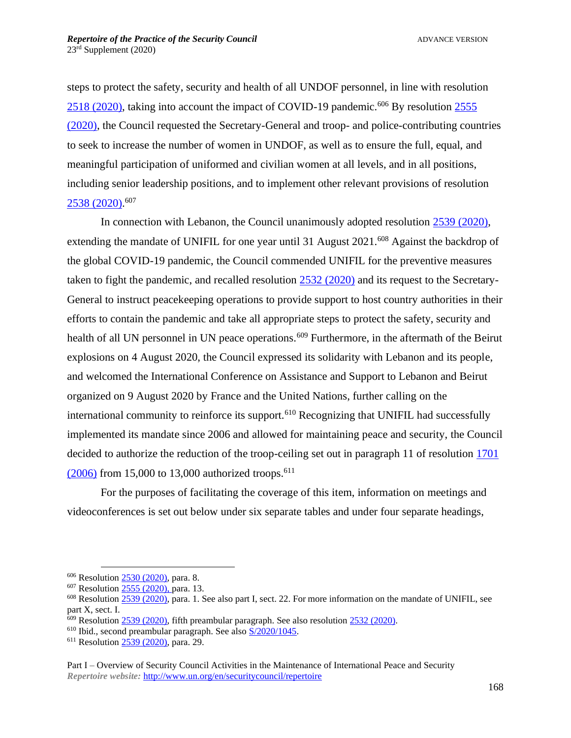steps to protect the safety, security and health of all UNDOF personnel, in line with resolution 2518 (2020), taking into account the impact of COVID-19 pandemic.[606] By resolution 2555 (2020), the Council requested the Secretary-General and troop- and police-contributing countries to seek to increase the number of women in UNDOF, as well as to ensure the full, equal, and meaningful participation of uniformed and civilian women at all levels, and in all positions, including senior leadership positions, and to implement other relevant provisions of resolution 2538 (2020).[607]

In connection with Lebanon, the Council unanimously adopted resolution 2539 (2020), extending the mandate of UNIFIL for one year until 31 August 2021.[608] Against the backdrop of the global COVID-19 pandemic, the Council commended UNIFIL for the preventive measures taken to fight the pandemic, and recalled resolution 2532 (2020) and its request to the Secretary-General to instruct peacekeeping operations to provide support to host country authorities in their efforts to contain the pandemic and take all appropriate steps to protect the safety, security and health of all UN personnel in UN peace operations.[609] Furthermore, in the aftermath of the Beirut explosions on 4 August 2020, the Council expressed its solidarity with Lebanon and its people, and welcomed the International Conference on Assistance and Support to Lebanon and Beirut organized on 9 August 2020 by France and the United Nations, further calling on the international community to reinforce its support.[610] Recognizing that UNIFIL had successfully implemented its mandate since 2006 and allowed for maintaining peace and security, the Council decided to authorize the reduction of the troop-ceiling set out in paragraph 11 of resolution 1701 (2006) from 15,000 to 13,000 authorized troops.[611]

For the purposes of facilitating the coverage of this item, information on meetings and videoconferences is set out below under six separate tables and under four separate headings,

---

[606] Resolution 2530 (2020), para. 8.

[607] Resolution 2555 (2020), para. 13.

[608] Resolution 2539 (2020), para. 1. See also part I, sect. 22. For more information on the mandate of UNIFIL, see part X, sect. I.

[609] Resolution 2539 (2020), fifth preambular paragraph. See also resolution 2532 (2020).

[610] Ibid., second preambular paragraph. See also S/2020/1045.

[611] Resolution 2539 (2020), para. 29.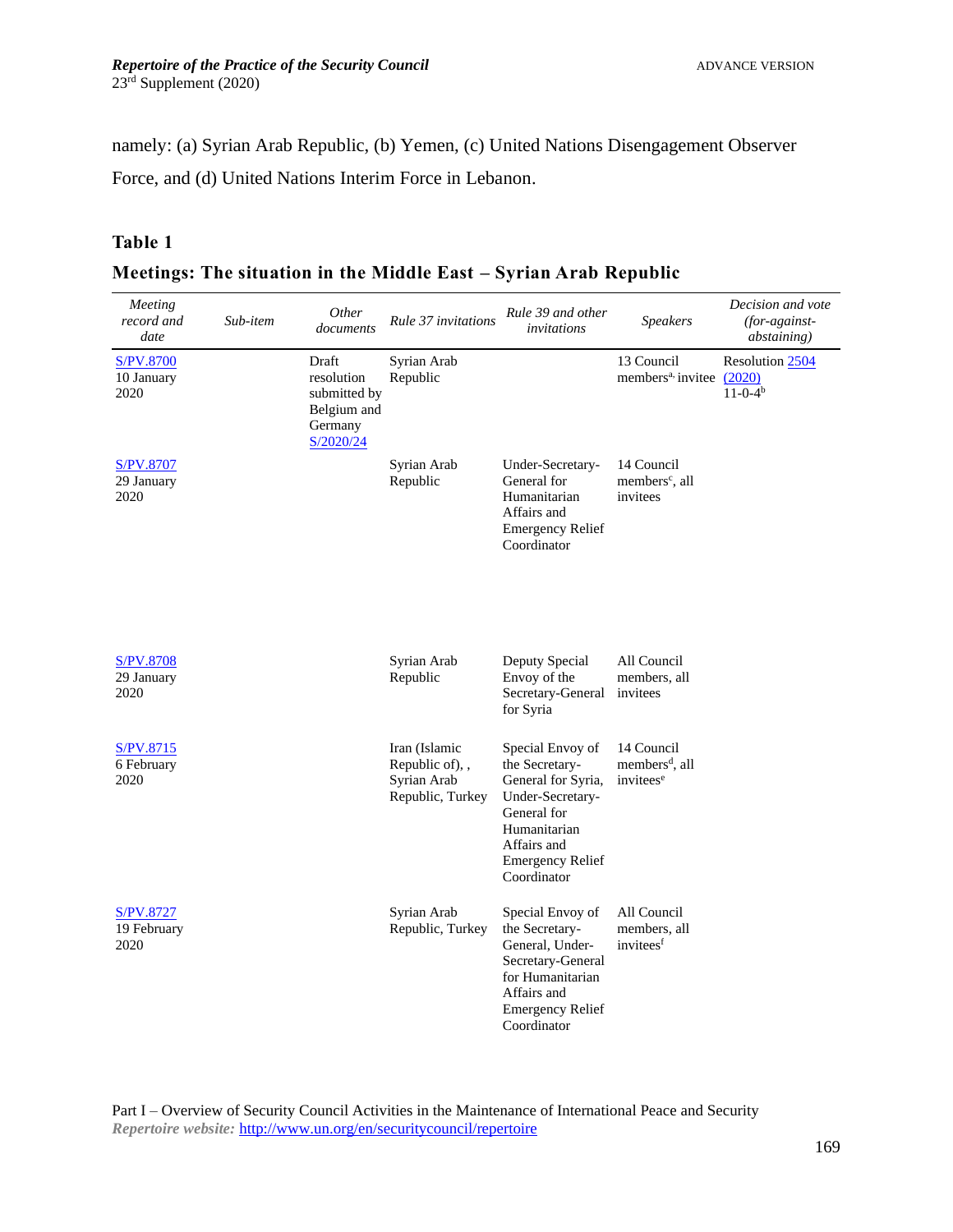namely: (a) Syrian Arab Republic, (b) Yemen, (c) United Nations Disengagement Observer Force, and (d) United Nations Interim Force in Lebanon.

## Table 1

### Meetings: The situation in the Middle East – Syrian Arab Republic

| *Meeting record and date* | *Sub-item* | *Other documents* | *Rule 37 invitations* | *Rule 39 and other invitations* | *Speakers* | *Decision and vote (for-against-abstaining)* |
|---|---|---|---|---|---|---|
| S/PV.8700 10 January 2020 | | Draft resolution submitted by Belgium and Germany S/2020/24 | Syrian Arab Republic | | 13 Council members[a], invitee | Resolution 2504 (2020) 11-0-4[b] |
| S/PV.8707 29 January 2020 | | | Syrian Arab Republic | Under-Secretary-General for Humanitarian Affairs and Emergency Relief Coordinator | 14 Council members[c], all invitees | |
| S/PV.8708 29 January 2020 | | | Syrian Arab Republic | Deputy Special Envoy of the Secretary-General for Syria | All Council members, all invitees | |
| S/PV.8715 6 February 2020 | | | Iran (Islamic Republic of), , Syrian Arab Republic, Turkey | Special Envoy of the Secretary-General for Syria, Under-Secretary-General for Humanitarian Affairs and Emergency Relief Coordinator | 14 Council members[d], all invitees[e] | |
| S/PV.8727 19 February 2020 | | | Syrian Arab Republic, Turkey | Special Envoy of the Secretary-General, Under-Secretary-General for Humanitarian Affairs and Emergency Relief Coordinator | All Council members, all invitees[f] | |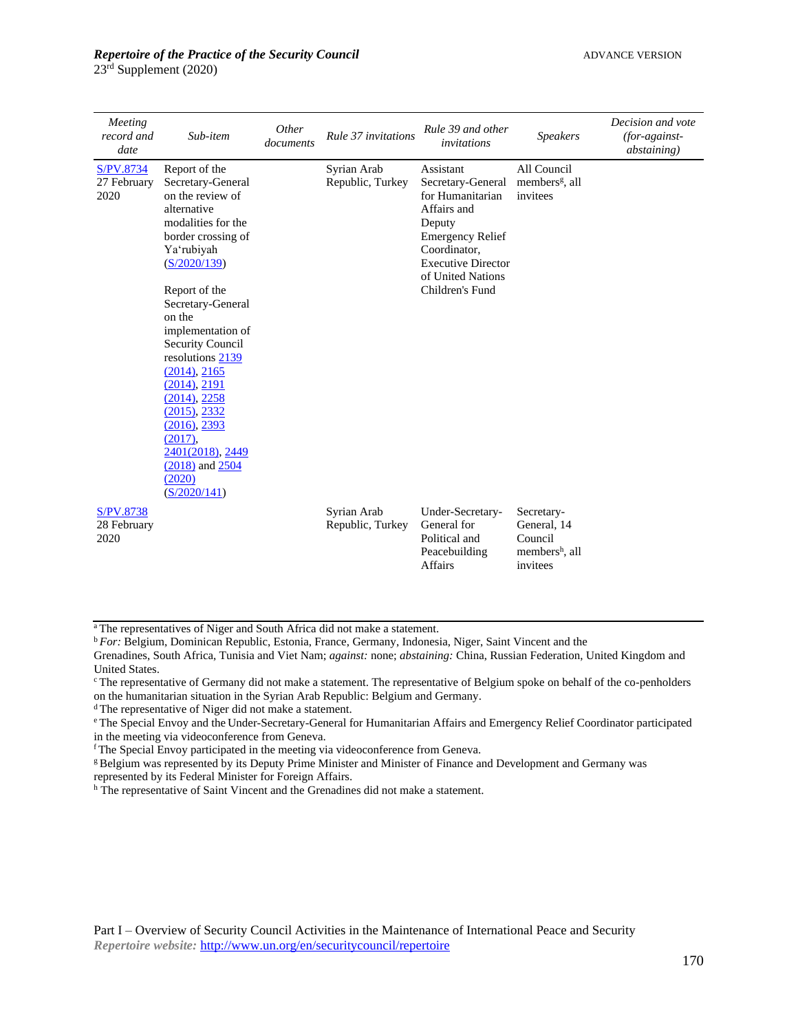| Meeting record and date | Sub-item | Other documents | Rule 37 invitations | Rule 39 and other invitations | Speakers | Decision and vote (for-against-abstaining) |
|---|---|---|---|---|---|---|
| S/PV.8734 27 February 2020 | Report of the Secretary-General on the review of alternative modalities for the border crossing of Ya'rubiyah (S/2020/139) Report of the Secretary-General on the implementation of Security Council resolutions 2139 (2014), 2165 (2014), 2191 (2014), 2258 (2015), 2332 (2016), 2393 (2017), 2401(2018), 2449 (2018) and 2504 (2020) (S/2020/141) | | Syrian Arab Republic, Turkey | Assistant Secretary-General for Humanitarian Affairs and Deputy Emergency Relief Coordinator, Executive Director of United Nations Children's Fund | All Council members[g], all invitees | |
| S/PV.8738 28 February 2020 | | | Syrian Arab Republic, Turkey | Under-Secretary-General for Political and Peacebuilding Affairs | Secretary-General, 14 Council members[h], all invitees | |

[a] The representatives of Niger and South Africa did not make a statement.

[b] *For:* Belgium, Dominican Republic, Estonia, France, Germany, Indonesia, Niger, Saint Vincent and the Grenadines, South Africa, Tunisia and Viet Nam; *against:* none; *abstaining:* China, Russian Federation, United Kingdom and United States.

[c] The representative of Germany did not make a statement. The representative of Belgium spoke on behalf of the co-penholders on the humanitarian situation in the Syrian Arab Republic: Belgium and Germany.

[d] The representative of Niger did not make a statement.

[e] The Special Envoy and the Under-Secretary-General for Humanitarian Affairs and Emergency Relief Coordinator participated in the meeting via videoconference from Geneva.

[f] The Special Envoy participated in the meeting via videoconference from Geneva.

[g] Belgium was represented by its Deputy Prime Minister and Minister of Finance and Development and Germany was represented by its Federal Minister for Foreign Affairs.

[h] The representative of Saint Vincent and the Grenadines did not make a statement.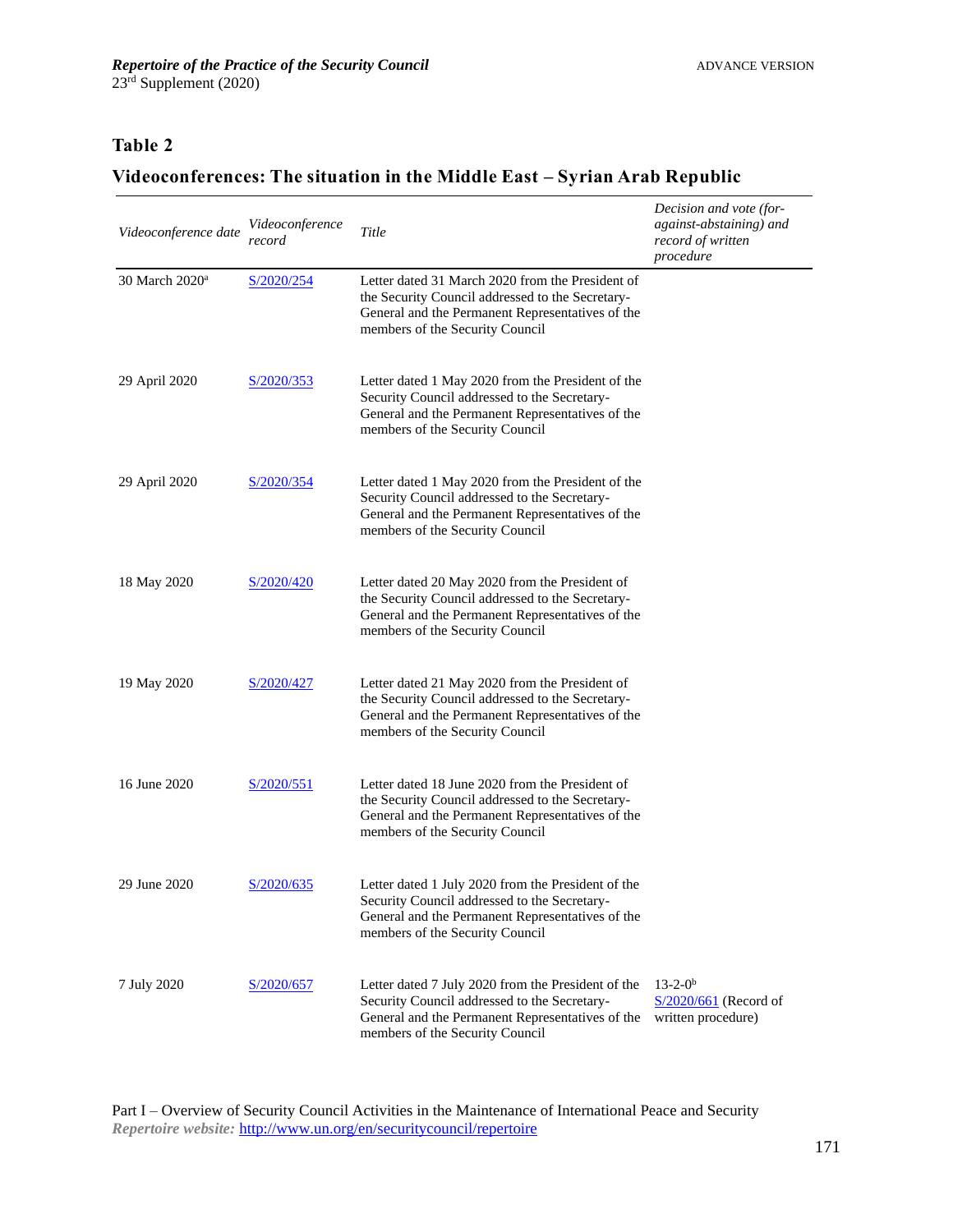## Table 2

### Videoconferences: The situation in the Middle East – Syrian Arab Republic

| *Videoconference date* | *Videoconference record* | *Title* | *Decision and vote (for-against-abstaining) and record of written procedure* |
|---|---|---|---|
| 30 March 2020[a] | S/2020/254 | Letter dated 31 March 2020 from the President of the Security Council addressed to the Secretary-General and the Permanent Representatives of the members of the Security Council | |
| 29 April 2020 | S/2020/353 | Letter dated 1 May 2020 from the President of the Security Council addressed to the Secretary-General and the Permanent Representatives of the members of the Security Council | |
| 29 April 2020 | S/2020/354 | Letter dated 1 May 2020 from the President of the Security Council addressed to the Secretary-General and the Permanent Representatives of the members of the Security Council | |
| 18 May 2020 | S/2020/420 | Letter dated 20 May 2020 from the President of the Security Council addressed to the Secretary-General and the Permanent Representatives of the members of the Security Council | |
| 19 May 2020 | S/2020/427 | Letter dated 21 May 2020 from the President of the Security Council addressed to the Secretary-General and the Permanent Representatives of the members of the Security Council | |
| 16 June 2020 | S/2020/551 | Letter dated 18 June 2020 from the President of the Security Council addressed to the Secretary-General and the Permanent Representatives of the members of the Security Council | |
| 29 June 2020 | S/2020/635 | Letter dated 1 July 2020 from the President of the Security Council addressed to the Secretary-General and the Permanent Representatives of the members of the Security Council | |
| 7 July 2020 | S/2020/657 | Letter dated 7 July 2020 from the President of the Security Council addressed to the Secretary-General and the Permanent Representatives of the members of the Security Council | 13-2-0[b] S/2020/661 (Record of written procedure) |

Part I – Overview of Security Council Activities in the Maintenance of International Peace and Security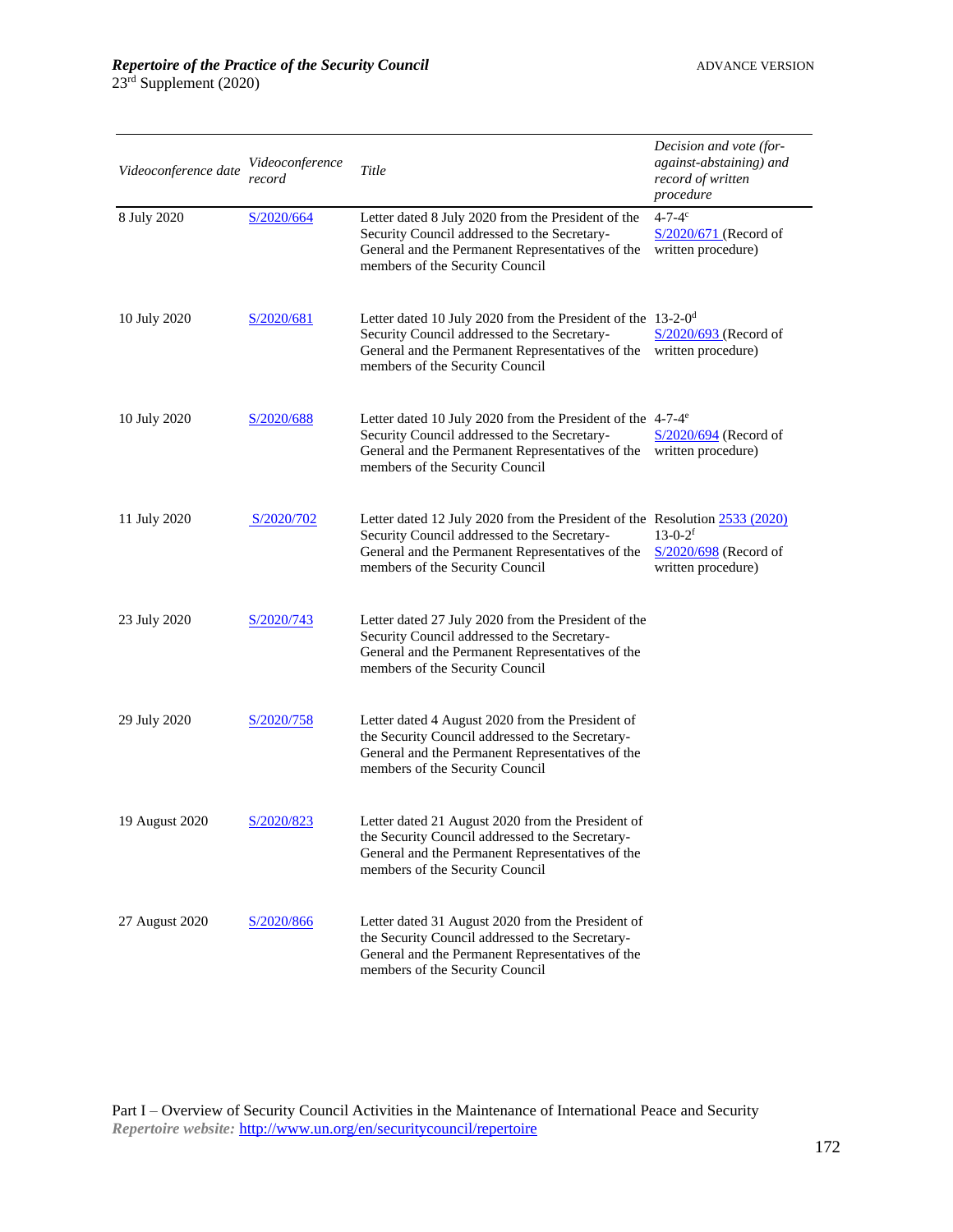| *Videoconference date* | *Videoconference record* | *Title* | *Decision and vote (for-against-abstaining) and record of written procedure* |
|---|---|---|---|
| 8 July 2020 | S/2020/664 | Letter dated 8 July 2020 from the President of the Security Council addressed to the Secretary-General and the Permanent Representatives of the members of the Security Council | 4-7-4[c] S/2020/671 (Record of written procedure) |
| 10 July 2020 | S/2020/681 | Letter dated 10 July 2020 from the President of the Security Council addressed to the Secretary-General and the Permanent Representatives of the members of the Security Council | 13-2-0[d] S/2020/693 (Record of written procedure) |
| 10 July 2020 | S/2020/688 | Letter dated 10 July 2020 from the President of the Security Council addressed to the Secretary-General and the Permanent Representatives of the members of the Security Council | 4-7-4[e] S/2020/694 (Record of written procedure) |
| 11 July 2020 | S/2020/702 | Letter dated 12 July 2020 from the President of the Security Council addressed to the Secretary-General and the Permanent Representatives of the members of the Security Council | Resolution 2533 (2020) 13-0-2[f] S/2020/698 (Record of written procedure) |
| 23 July 2020 | S/2020/743 | Letter dated 27 July 2020 from the President of the Security Council addressed to the Secretary-General and the Permanent Representatives of the members of the Security Council | |
| 29 July 2020 | S/2020/758 | Letter dated 4 August 2020 from the President of the Security Council addressed to the Secretary-General and the Permanent Representatives of the members of the Security Council | |
| 19 August 2020 | S/2020/823 | Letter dated 21 August 2020 from the President of the Security Council addressed to the Secretary-General and the Permanent Representatives of the members of the Security Council | |
| 27 August 2020 | S/2020/866 | Letter dated 31 August 2020 from the President of the Security Council addressed to the Secretary-General and the Permanent Representatives of the members of the Security Council | |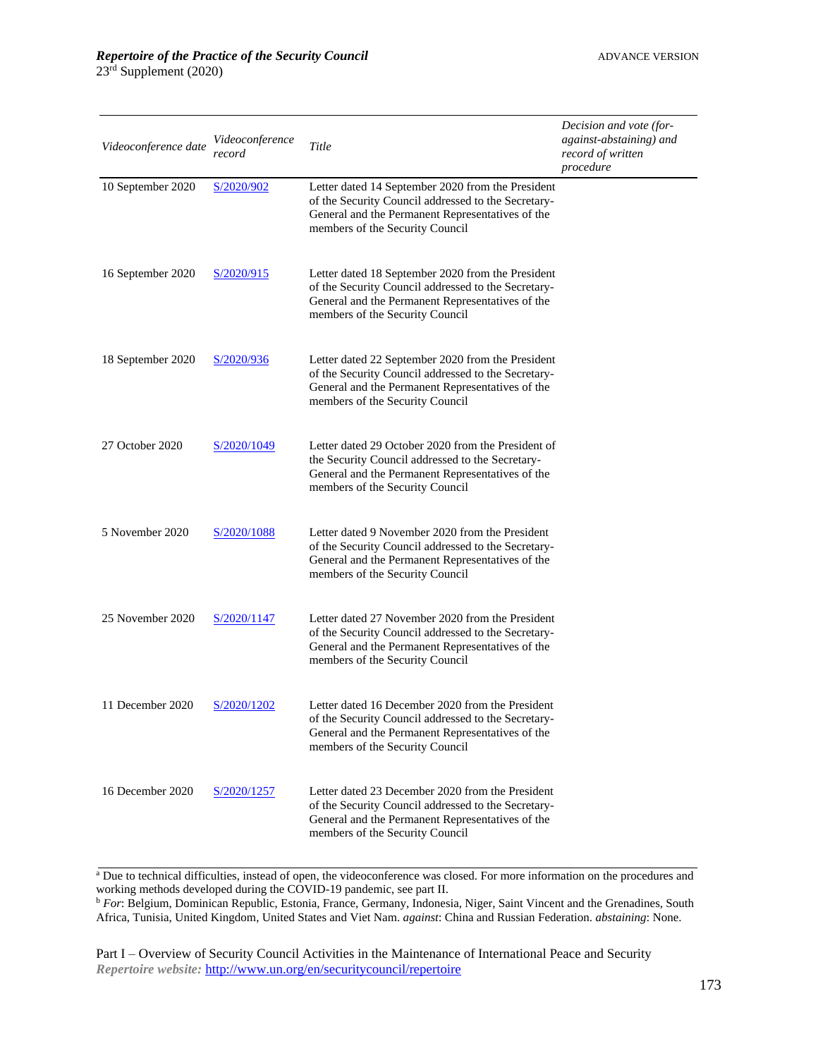| *Videoconference date* | *Videoconference record* | *Title* | *Decision and vote (for-against-abstaining) and record of written procedure* |
|---|---|---|---|
| 10 September 2020 | S/2020/902 | Letter dated 14 September 2020 from the President of the Security Council addressed to the Secretary-General and the Permanent Representatives of the members of the Security Council | |
| 16 September 2020 | S/2020/915 | Letter dated 18 September 2020 from the President of the Security Council addressed to the Secretary-General and the Permanent Representatives of the members of the Security Council | |
| 18 September 2020 | S/2020/936 | Letter dated 22 September 2020 from the President of the Security Council addressed to the Secretary-General and the Permanent Representatives of the members of the Security Council | |
| 27 October 2020 | S/2020/1049 | Letter dated 29 October 2020 from the President of the Security Council addressed to the Secretary-General and the Permanent Representatives of the members of the Security Council | |
| 5 November 2020 | S/2020/1088 | Letter dated 9 November 2020 from the President of the Security Council addressed to the Secretary-General and the Permanent Representatives of the members of the Security Council | |
| 25 November 2020 | S/2020/1147 | Letter dated 27 November 2020 from the President of the Security Council addressed to the Secretary-General and the Permanent Representatives of the members of the Security Council | |
| 11 December 2020 | S/2020/1202 | Letter dated 16 December 2020 from the President of the Security Council addressed to the Secretary-General and the Permanent Representatives of the members of the Security Council | |
| 16 December 2020 | S/2020/1257 | Letter dated 23 December 2020 from the President of the Security Council addressed to the Secretary-General and the Permanent Representatives of the members of the Security Council | |

[a] Due to technical difficulties, instead of open, the videoconference was closed. For more information on the procedures and working methods developed during the COVID-19 pandemic, see part II.

[b] *For*: Belgium, Dominican Republic, Estonia, France, Germany, Indonesia, Niger, Saint Vincent and the Grenadines, South Africa, Tunisia, United Kingdom, United States and Viet Nam. *against*: China and Russian Federation. *abstaining*: None.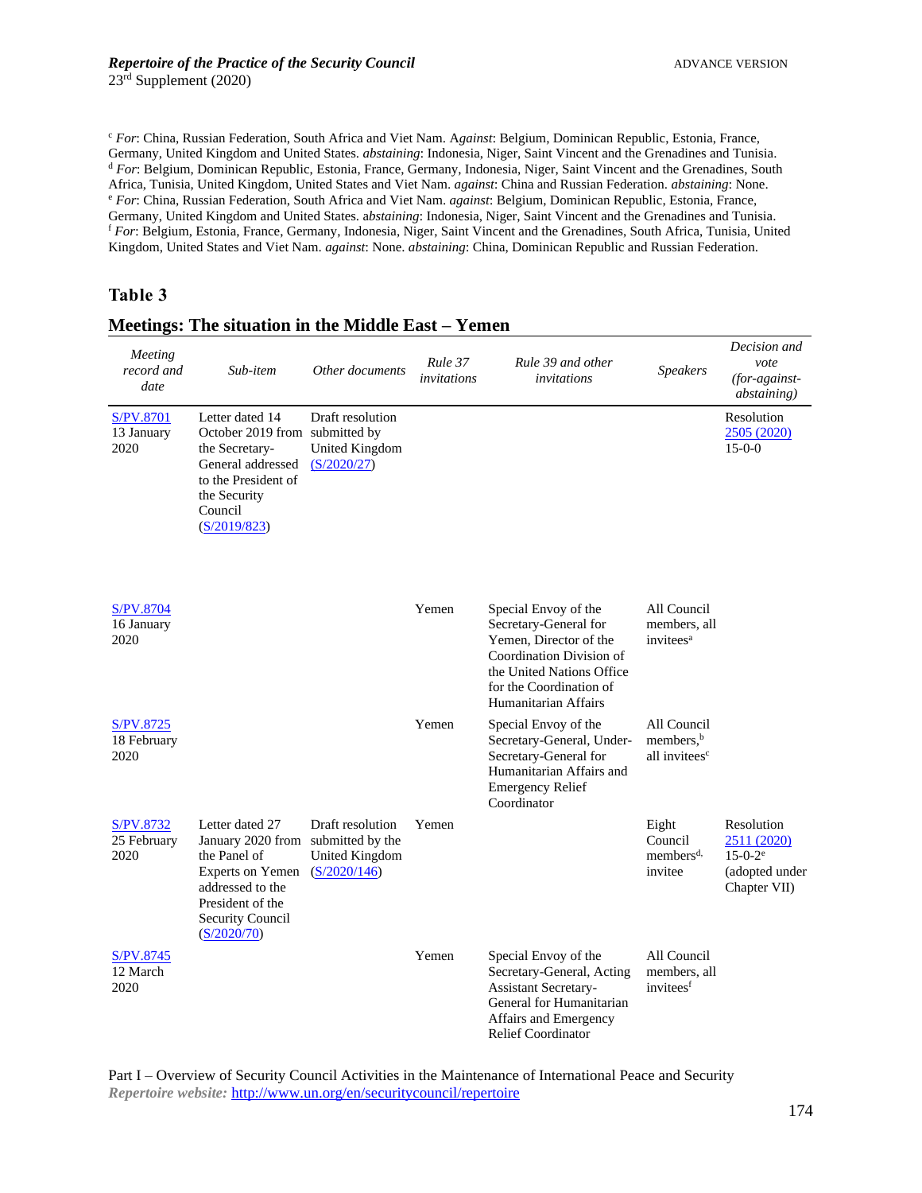[c] *For*: China, Russian Federation, South Africa and Viet Nam. A*gainst*: Belgium, Dominican Republic, Estonia, France, Germany, United Kingdom and United States. *abstaining*: Indonesia, Niger, Saint Vincent and the Grenadines and Tunisia.
[d] *For*: Belgium, Dominican Republic, Estonia, France, Germany, Indonesia, Niger, Saint Vincent and the Grenadines, South Africa, Tunisia, United Kingdom, United States and Viet Nam. *against*: China and Russian Federation. *abstaining*: None.
[e] *For*: China, Russian Federation, South Africa and Viet Nam. *against*: Belgium, Dominican Republic, Estonia, France, Germany, United Kingdom and United States. *abstaining*: Indonesia, Niger, Saint Vincent and the Grenadines and Tunisia.
[f] *For*: Belgium, Estonia, France, Germany, Indonesia, Niger, Saint Vincent and the Grenadines, South Africa, Tunisia, United Kingdom, United States and Viet Nam. *against*: None. *abstaining*: China, Dominican Republic and Russian Federation.

## Table 3

## Meetings: The situation in the Middle East – Yemen

| *Meeting record and date* | *Sub-item* | *Other documents* | *Rule 37 invitations* | *Rule 39 and other invitations* | *Speakers* | *Decision and vote (for-against-abstaining)* |
|---|---|---|---|---|---|---|
| S/PV.8701 13 January 2020 | Letter dated 14 October 2019 from the Secretary-General addressed to the President of the Security Council (S/2019/823) | Draft resolution submitted by United Kingdom (S/2020/27) | | | | Resolution 2505 (2020) 15-0-0 |
| S/PV.8704 16 January 2020 | | | Yemen | Special Envoy of the Secretary-General for Yemen, Director of the Coordination Division of the United Nations Office for the Coordination of Humanitarian Affairs | All Council members, all invitees[a] | |
| S/PV.8725 18 February 2020 | | | Yemen | Special Envoy of the Secretary-General, Under-Secretary-General for Humanitarian Affairs and Emergency Relief Coordinator | All Council members,[b] all invitees[c] | |
| S/PV.8732 25 February 2020 | Letter dated 27 January 2020 from the Panel of Experts on Yemen addressed to the President of the Security Council (S/2020/70) | Draft resolution submitted by the United Kingdom (S/2020/146) | Yemen | | Eight Council members[d], invitee | Resolution 2511 (2020) 15-0-2[e] (adopted under Chapter VII) |
| S/PV.8745 12 March 2020 | | | Yemen | Special Envoy of the Secretary-General, Acting Assistant Secretary-General for Humanitarian Affairs and Emergency Relief Coordinator | All Council members, all invitees[f] | |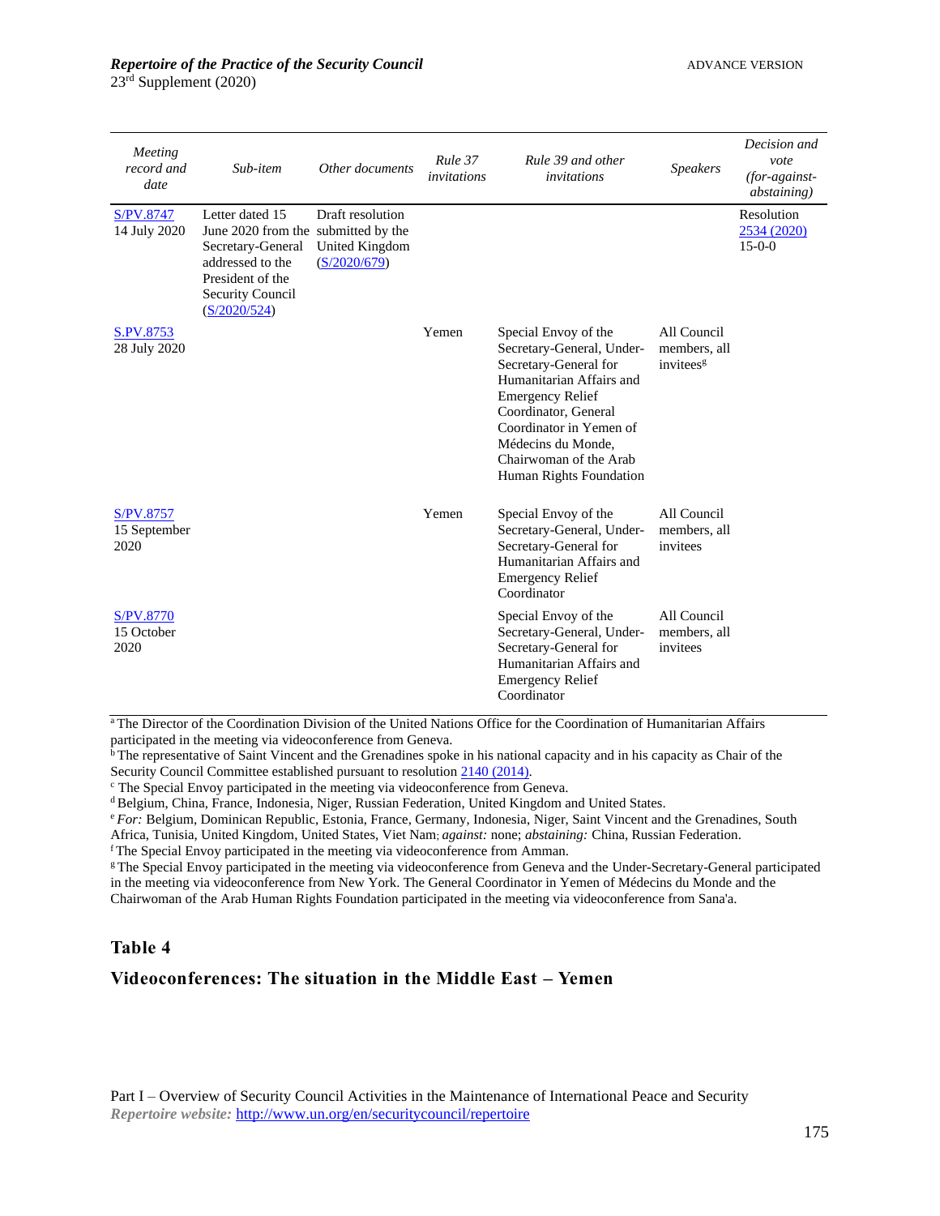| Meeting record and date | Sub-item | Other documents | Rule 37 invitations | Rule 39 and other invitations | Speakers | Decision and vote (for-against-abstaining) |
|---|---|---|---|---|---|---|
| S/PV.8747 14 July 2020 | Letter dated 15 June 2020 from the Secretary-General addressed to the President of the Security Council (S/2020/524) | Draft resolution submitted by the United Kingdom (S/2020/679) | | | | Resolution 2534 (2020) 15-0-0 |
| S.PV.8753 28 July 2020 | | | Yemen | Special Envoy of the Secretary-General, Under-Secretary-General for Humanitarian Affairs and Emergency Relief Coordinator, General Coordinator in Yemen of Médecins du Monde, Chairwoman of the Arab Human Rights Foundation | All Council members, all invitees[g] | |
| S/PV.8757 15 September 2020 | | | Yemen | Special Envoy of the Secretary-General, Under-Secretary-General for Humanitarian Affairs and Emergency Relief Coordinator | All Council members, all invitees | |
| S/PV.8770 15 October 2020 | | | | Special Envoy of the Secretary-General, Under-Secretary-General for Humanitarian Affairs and Emergency Relief Coordinator | All Council members, all invitees | |

[a] The Director of the Coordination Division of the United Nations Office for the Coordination of Humanitarian Affairs participated in the meeting via videoconference from Geneva.
[b] The representative of Saint Vincent and the Grenadines spoke in his national capacity and in his capacity as Chair of the Security Council Committee established pursuant to resolution 2140 (2014).
[c] The Special Envoy participated in the meeting via videoconference from Geneva.
[d] Belgium, China, France, Indonesia, Niger, Russian Federation, United Kingdom and United States.
[e] *For:* Belgium, Dominican Republic, Estonia, France, Germany, Indonesia, Niger, Saint Vincent and the Grenadines, South Africa, Tunisia, United Kingdom, United States, Viet Nam; *against:* none; *abstaining:* China, Russian Federation.
[f] The Special Envoy participated in the meeting via videoconference from Amman.
[g] The Special Envoy participated in the meeting via videoconference from Geneva and the Under-Secretary-General participated in the meeting via videoconference from New York. The General Coordinator in Yemen of Médecins du Monde and the Chairwoman of the Arab Human Rights Foundation participated in the meeting via videoconference from Sana'a.

## Table 4

## Videoconferences: The situation in the Middle East – Yemen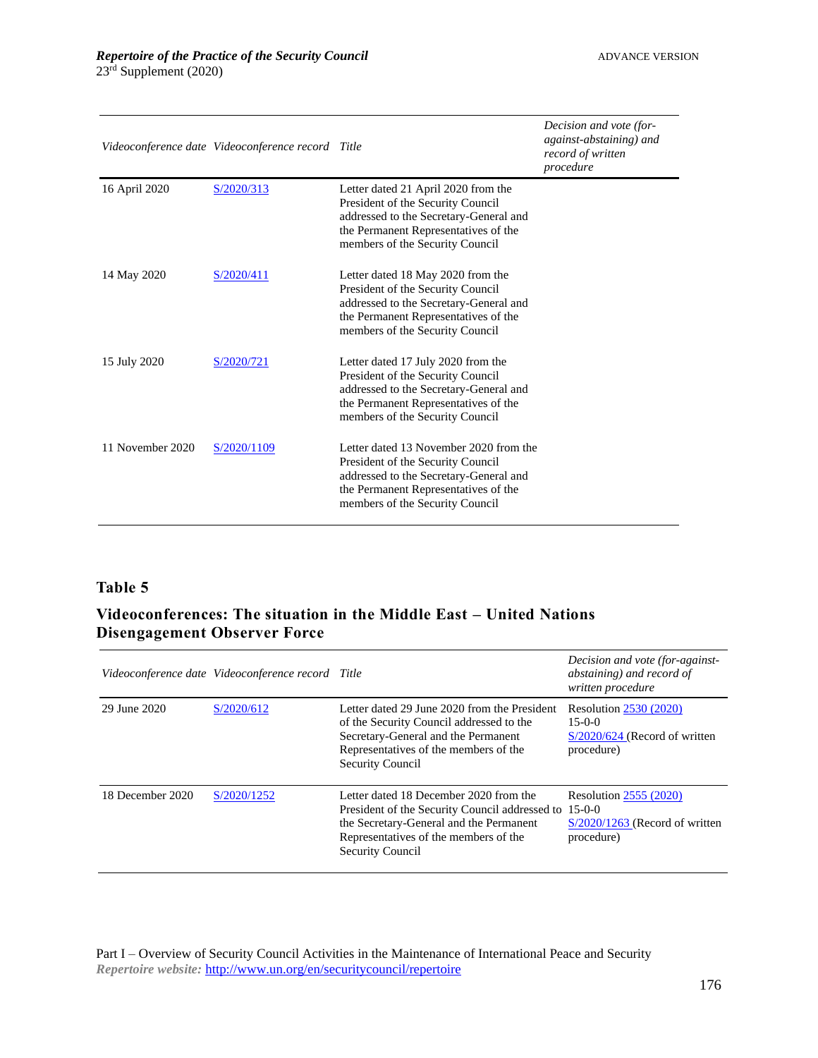| *Videoconference date* | *Videoconference record* | *Title* | *Decision and vote (for-against-abstaining) and record of written procedure* |
|---|---|---|---|
| 16 April 2020 | S/2020/313 | Letter dated 21 April 2020 from the President of the Security Council addressed to the Secretary-General and the Permanent Representatives of the members of the Security Council | |
| 14 May 2020 | S/2020/411 | Letter dated 18 May 2020 from the President of the Security Council addressed to the Secretary-General and the Permanent Representatives of the members of the Security Council | |
| 15 July 2020 | S/2020/721 | Letter dated 17 July 2020 from the President of the Security Council addressed to the Secretary-General and the Permanent Representatives of the members of the Security Council | |
| 11 November 2020 | S/2020/1109 | Letter dated 13 November 2020 from the President of the Security Council addressed to the Secretary-General and the Permanent Representatives of the members of the Security Council | |

## Table 5

## Videoconferences: The situation in the Middle East – United Nations Disengagement Observer Force

| *Videoconference date* | *Videoconference record* | *Title* | *Decision and vote (for-against-abstaining) and record of written procedure* |
|---|---|---|---|
| 29 June 2020 | S/2020/612 | Letter dated 29 June 2020 from the President of the Security Council addressed to the Secretary-General and the Permanent Representatives of the members of the Security Council | Resolution 2530 (2020) 15-0-0 S/2020/624 (Record of written procedure) |
| 18 December 2020 | S/2020/1252 | Letter dated 18 December 2020 from the President of the Security Council addressed to the Secretary-General and the Permanent Representatives of the members of the Security Council | Resolution 2555 (2020) 15-0-0 S/2020/1263 (Record of written procedure) |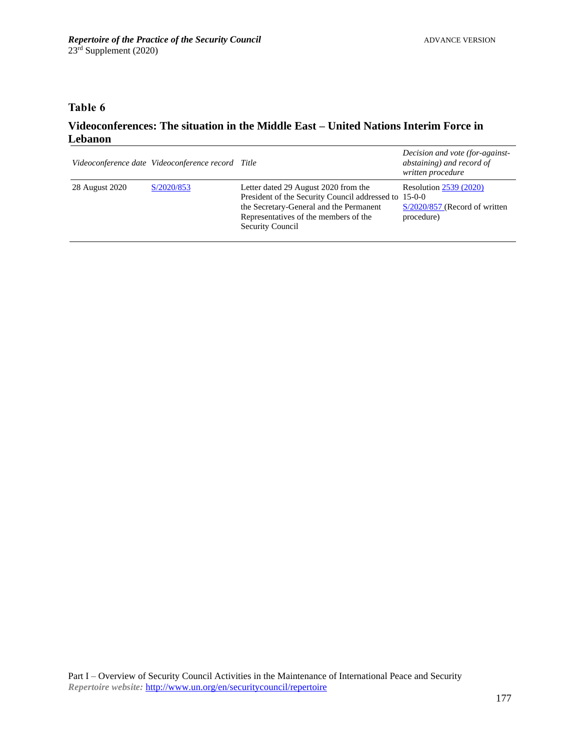## Table 6

### Videoconferences: The situation in the Middle East – United Nations Interim Force in Lebanon

| *Videoconference date* | *Videoconference record* | *Title* | *Decision and vote (for-against-abstaining) and record of written procedure* |
|---|---|---|---|
| 28 August 2020 | S/2020/853 | Letter dated 29 August 2020 from the President of the Security Council addressed to the Secretary-General and the Permanent Representatives of the members of the Security Council | Resolution 2539 (2020) 15-0-0 S/2020/857 (Record of written procedure) |

Part I – Overview of Security Council Activities in the Maintenance of International Peace and Security
*Repertoire website:* http://www.un.org/en/securitycouncil/repertoire